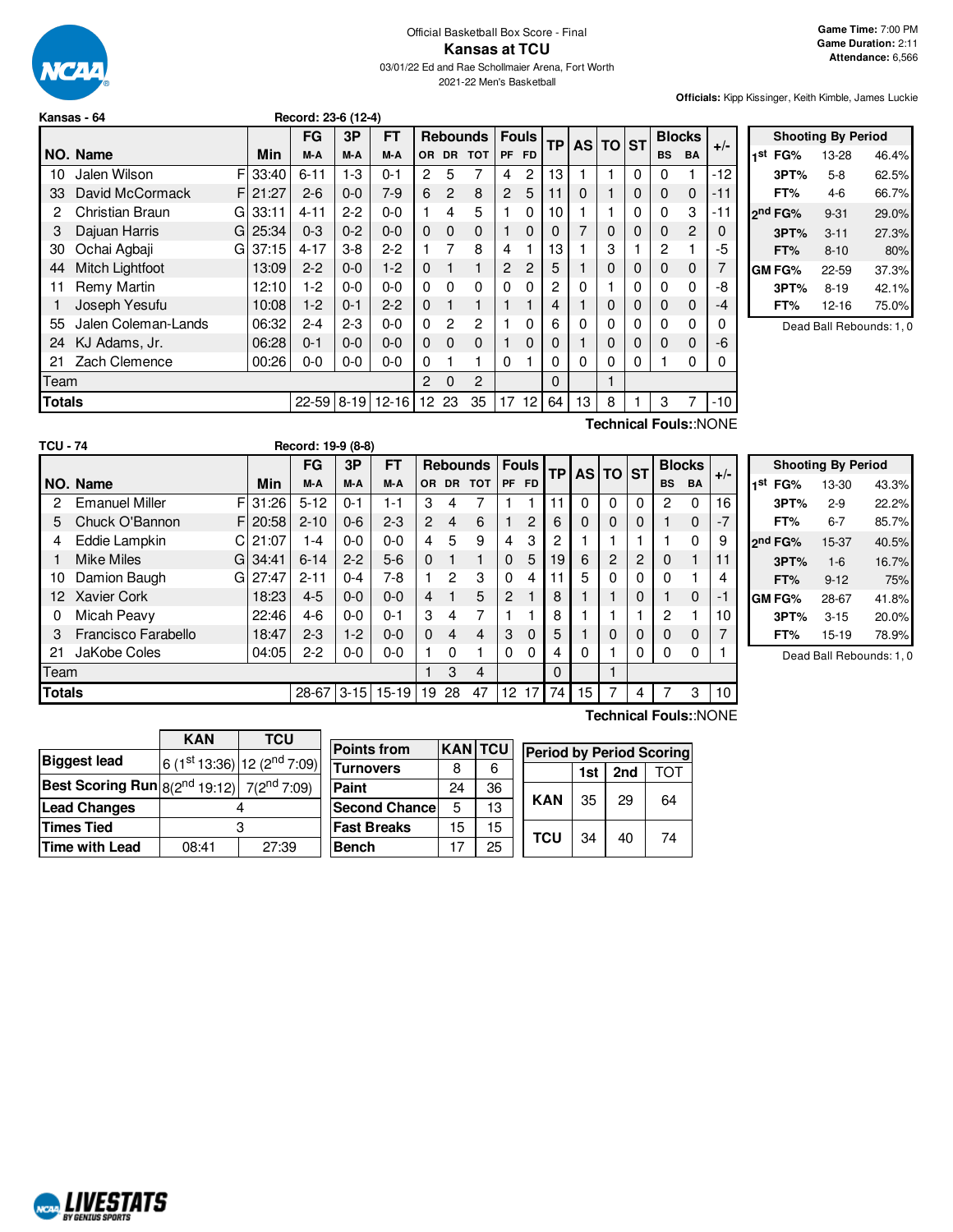Official Basketball Box Score - Final

# Kansas at TCU

03/01/22 Ed and Rae Schollmaier Arena, Fort Worth

2021-22 Men's Basketball

**Game Time:** 7:00 PM
**Game Duration:** 2:11
**Attendance:** 6,566

**Officials:** Kipp Kissinger, Keith Kimble, James Luckie

## Kansas - 64 Record: 23-6 (12-4)

| NO. | Name | | Min | FG M-A | 3P M-A | FT M-A | OR | DR | TOT | PF | FD | TP | AS | TO | ST | BS | BA | +/- |
|---|---|---|---|---|---|---|---|---|---|---|---|---|---|---|---|---|---|---|
| 10 | Jalen Wilson | F | 33:40 | 6-11 | 1-3 | 0-1 | 2 | 5 | 7 | 4 | 2 | 13 | 1 | 1 | 0 | 0 | 1 | -12 |
| 33 | David McCormack | F | 21:27 | 2-6 | 0-0 | 7-9 | 6 | 2 | 8 | 2 | 5 | 11 | 0 | 1 | 0 | 0 | 0 | -11 |
| 2 | Christian Braun | G | 33:11 | 4-11 | 2-2 | 0-0 | 1 | 4 | 5 | 1 | 0 | 10 | 1 | 1 | 0 | 0 | 3 | -11 |
| 3 | Dajuan Harris | G | 25:34 | 0-3 | 0-2 | 0-0 | 0 | 0 | 0 | 1 | 0 | 0 | 7 | 0 | 0 | 0 | 2 | 0 |
| 30 | Ochai Agbaji | G | 37:15 | 4-17 | 3-8 | 2-2 | 1 | 7 | 8 | 4 | 1 | 13 | 1 | 3 | 1 | 2 | 1 | -5 |
| 44 | Mitch Lightfoot | | 13:09 | 2-2 | 0-0 | 1-2 | 0 | 1 | 1 | 2 | 2 | 5 | 1 | 0 | 0 | 0 | 0 | 7 |
| 11 | Remy Martin | | 12:10 | 1-2 | 0-0 | 0-0 | 0 | 0 | 0 | 0 | 0 | 2 | 0 | 1 | 0 | 0 | 0 | -8 |
| 1 | Joseph Yesufu | | 10:08 | 1-2 | 0-1 | 2-2 | 0 | 1 | 1 | 1 | 1 | 4 | 1 | 0 | 0 | 0 | 0 | -4 |
| 55 | Jalen Coleman-Lands | | 06:32 | 2-4 | 2-3 | 0-0 | 0 | 2 | 2 | 1 | 0 | 6 | 0 | 0 | 0 | 0 | 0 | 0 |
| 24 | KJ Adams, Jr. | | 06:28 | 0-1 | 0-0 | 0-0 | 0 | 0 | 0 | 1 | 0 | 0 | 1 | 0 | 0 | 0 | 0 | -6 |
| 21 | Zach Clemence | | 00:26 | 0-0 | 0-0 | 0-0 | 0 | 1 | 1 | 0 | 1 | 0 | 0 | 0 | 0 | 1 | 0 | 0 |
| | Team | | | | | | 2 | 0 | 2 | | | 0 | | 1 | | | | |
| | **Totals** | | | 22-59 | 8-19 | 12-16 | 12 | 23 | 35 | 17 | 12 | 64 | 13 | 8 | 1 | 3 | 7 | -10 |

Technical Fouls::NONE

| Shooting By Period | | |
|---|---|---|
| 1st FG% | 13-28 | 46.4% |
| 3PT% | 5-8 | 62.5% |
| FT% | 4-6 | 66.7% |
| 2nd FG% | 9-31 | 29.0% |
| 3PT% | 3-11 | 27.3% |
| FT% | 8-10 | 80% |
| GM FG% | 22-59 | 37.3% |
| 3PT% | 8-19 | 42.1% |
| FT% | 12-16 | 75.0% |

Dead Ball Rebounds: 1, 0

## TCU - 74 Record: 19-9 (8-8)

| NO. | Name | | Min | FG M-A | 3P M-A | FT M-A | OR | DR | TOT | PF | FD | TP | AS | TO | ST | BS | BA | +/- |
|---|---|---|---|---|---|---|---|---|---|---|---|---|---|---|---|---|---|---|
| 2 | Emanuel Miller | F | 31:26 | 5-12 | 0-1 | 1-1 | 3 | 4 | 7 | 1 | 1 | 11 | 0 | 0 | 0 | 2 | 0 | 16 |
| 5 | Chuck O'Bannon | F | 20:58 | 2-10 | 0-6 | 2-3 | 2 | 4 | 6 | 1 | 2 | 6 | 0 | 0 | 0 | 1 | 0 | -7 |
| 4 | Eddie Lampkin | C | 21:07 | 1-4 | 0-0 | 0-0 | 4 | 5 | 9 | 4 | 3 | 2 | 1 | 1 | 1 | 1 | 0 | 9 |
| 1 | Mike Miles | G | 34:41 | 6-14 | 2-2 | 5-6 | 0 | 1 | 1 | 0 | 5 | 19 | 6 | 2 | 2 | 0 | 1 | 11 |
| 10 | Damion Baugh | G | 27:47 | 2-11 | 0-4 | 7-8 | 1 | 2 | 3 | 0 | 4 | 11 | 5 | 0 | 0 | 0 | 1 | 4 |
| 12 | Xavier Cork | | 18:23 | 4-5 | 0-0 | 0-0 | 4 | 1 | 5 | 2 | 1 | 8 | 1 | 1 | 0 | 1 | 0 | -1 |
| 0 | Micah Peavy | | 22:46 | 4-6 | 0-0 | 0-1 | 3 | 4 | 7 | 1 | 1 | 8 | 1 | 1 | 1 | 2 | 1 | 10 |
| 3 | Francisco Farabello | | 18:47 | 2-3 | 1-2 | 0-0 | 0 | 4 | 4 | 3 | 0 | 5 | 1 | 0 | 0 | 0 | 0 | 7 |
| 21 | JaKobe Coles | | 04:05 | 2-2 | 0-0 | 0-0 | 1 | 0 | 1 | 0 | 0 | 4 | 0 | 1 | 0 | 0 | 0 | 1 |
| | Team | | | | | | 1 | 3 | 4 | | | 0 | | 1 | | | | |
| | **Totals** | | | 28-67 | 3-15 | 15-19 | 19 | 28 | 47 | 12 | 17 | 74 | 15 | 7 | 4 | 7 | 3 | 10 |

Technical Fouls::NONE

| Shooting By Period | | |
|---|---|---|
| 1st FG% | 13-30 | 43.3% |
| 3PT% | 2-9 | 22.2% |
| FT% | 6-7 | 85.7% |
| 2nd FG% | 15-37 | 40.5% |
| 3PT% | 1-6 | 16.7% |
| FT% | 9-12 | 75% |
| GM FG% | 28-67 | 41.8% |
| 3PT% | 3-15 | 20.0% |
| FT% | 15-19 | 78.9% |

Dead Ball Rebounds: 1, 0

| | KAN | TCU |
|---|---|---|
| Biggest lead | 6 (1st 13:36) | 12 (2nd 7:09) |
| Best Scoring Run | 8(2nd 19:12) | 7(2nd 7:09) |
| Lead Changes | 4 | |
| Times Tied | 3 | |
| Time with Lead | 08:41 | 27:39 |

| Points from | KAN | TCU |
|---|---|---|
| Turnovers | 8 | 6 |
| Paint | 24 | 36 |
| Second Chance | 5 | 13 |
| Fast Breaks | 15 | 15 |
| Bench | 17 | 25 |

| Period by Period Scoring | 1st | 2nd | TOT |
|---|---|---|---|
| KAN | 35 | 29 | 64 |
| TCU | 34 | 40 | 74 |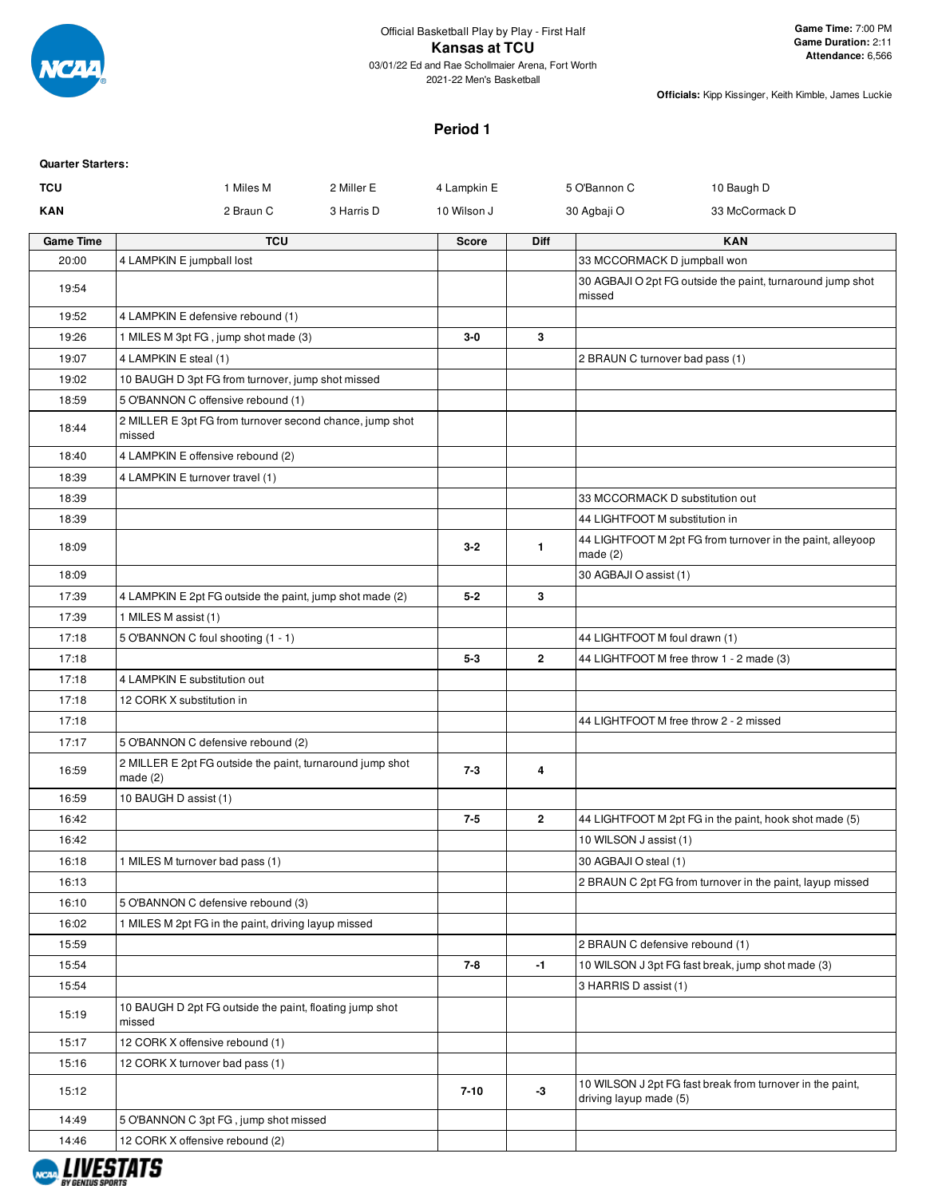Official Basketball Play by Play - First Half

# Kansas at TCU

03/01/22 Ed and Rae Schollmaier Arena, Fort Worth

2021-22 Men's Basketball

**Game Time:** 7:00 PM
**Game Duration:** 2:11
**Attendance:** 6,566

**Officials:** Kipp Kissinger, Keith Kimble, James Luckie

## Period 1

**Quarter Starters:**

| | | | | | |
|---|---|---|---|---|---|
| **TCU** | 1 Miles M | 2 Miller E | 4 Lampkin E | 5 O'Bannon C | 10 Baugh D |
| **KAN** | 2 Braun C | 3 Harris D | 10 Wilson J | 30 Agbaji O | 33 McCormack D |

| Game Time | TCU | Score | Diff | KAN |
|---|---|---|---|---|
| 20:00 | 4 LAMPKIN E jumpball lost | | | 33 MCCORMACK D jumpball won |
| 19:54 | | | | 30 AGBAJI O 2pt FG outside the paint, turnaround jump shot missed |
| 19:52 | 4 LAMPKIN E defensive rebound (1) | | | |
| 19:26 | 1 MILES M 3pt FG , jump shot made (3) | 3-0 | 3 | |
| 19:07 | 4 LAMPKIN E steal (1) | | | 2 BRAUN C turnover bad pass (1) |
| 19:02 | 10 BAUGH D 3pt FG from turnover, jump shot missed | | | |
| 18:59 | 5 O'BANNON C offensive rebound (1) | | | |
| 18:44 | 2 MILLER E 3pt FG from turnover second chance, jump shot missed | | | |
| 18:40 | 4 LAMPKIN E offensive rebound (2) | | | |
| 18:39 | 4 LAMPKIN E turnover travel (1) | | | |
| 18:39 | | | | 33 MCCORMACK D substitution out |
| 18:39 | | | | 44 LIGHTFOOT M substitution in |
| 18:09 | | 3-2 | 1 | 44 LIGHTFOOT M 2pt FG from turnover in the paint, alleyoop made (2) |
| 18:09 | | | | 30 AGBAJI O assist (1) |
| 17:39 | 4 LAMPKIN E 2pt FG outside the paint, jump shot made (2) | 5-2 | 3 | |
| 17:39 | 1 MILES M assist (1) | | | |
| 17:18 | 5 O'BANNON C foul shooting (1 - 1) | | | 44 LIGHTFOOT M foul drawn (1) |
| 17:18 | | 5-3 | 2 | 44 LIGHTFOOT M free throw 1 - 2 made (3) |
| 17:18 | 4 LAMPKIN E substitution out | | | |
| 17:18 | 12 CORK X substitution in | | | |
| 17:18 | | | | 44 LIGHTFOOT M free throw 2 - 2 missed |
| 17:17 | 5 O'BANNON C defensive rebound (2) | | | |
| 16:59 | 2 MILLER E 2pt FG outside the paint, turnaround jump shot made (2) | 7-3 | 4 | |
| 16:59 | 10 BAUGH D assist (1) | | | |
| 16:42 | | 7-5 | 2 | 44 LIGHTFOOT M 2pt FG in the paint, hook shot made (5) |
| 16:42 | | | | 10 WILSON J assist (1) |
| 16:18 | 1 MILES M turnover bad pass (1) | | | 30 AGBAJI O steal (1) |
| 16:13 | | | | 2 BRAUN C 2pt FG from turnover in the paint, layup missed |
| 16:10 | 5 O'BANNON C defensive rebound (3) | | | |
| 16:02 | 1 MILES M 2pt FG in the paint, driving layup missed | | | |
| 15:59 | | | | 2 BRAUN C defensive rebound (1) |
| 15:54 | | 7-8 | -1 | 10 WILSON J 3pt FG fast break, jump shot made (3) |
| 15:54 | | | | 3 HARRIS D assist (1) |
| 15:19 | 10 BAUGH D 2pt FG outside the paint, floating jump shot missed | | | |
| 15:17 | 12 CORK X offensive rebound (1) | | | |
| 15:16 | 12 CORK X turnover bad pass (1) | | | |
| 15:12 | | 7-10 | -3 | 10 WILSON J 2pt FG fast break from turnover in the paint, driving layup made (5) |
| 14:49 | 5 O'BANNON C 3pt FG , jump shot missed | | | |
| 14:46 | 12 CORK X offensive rebound (2) | | | |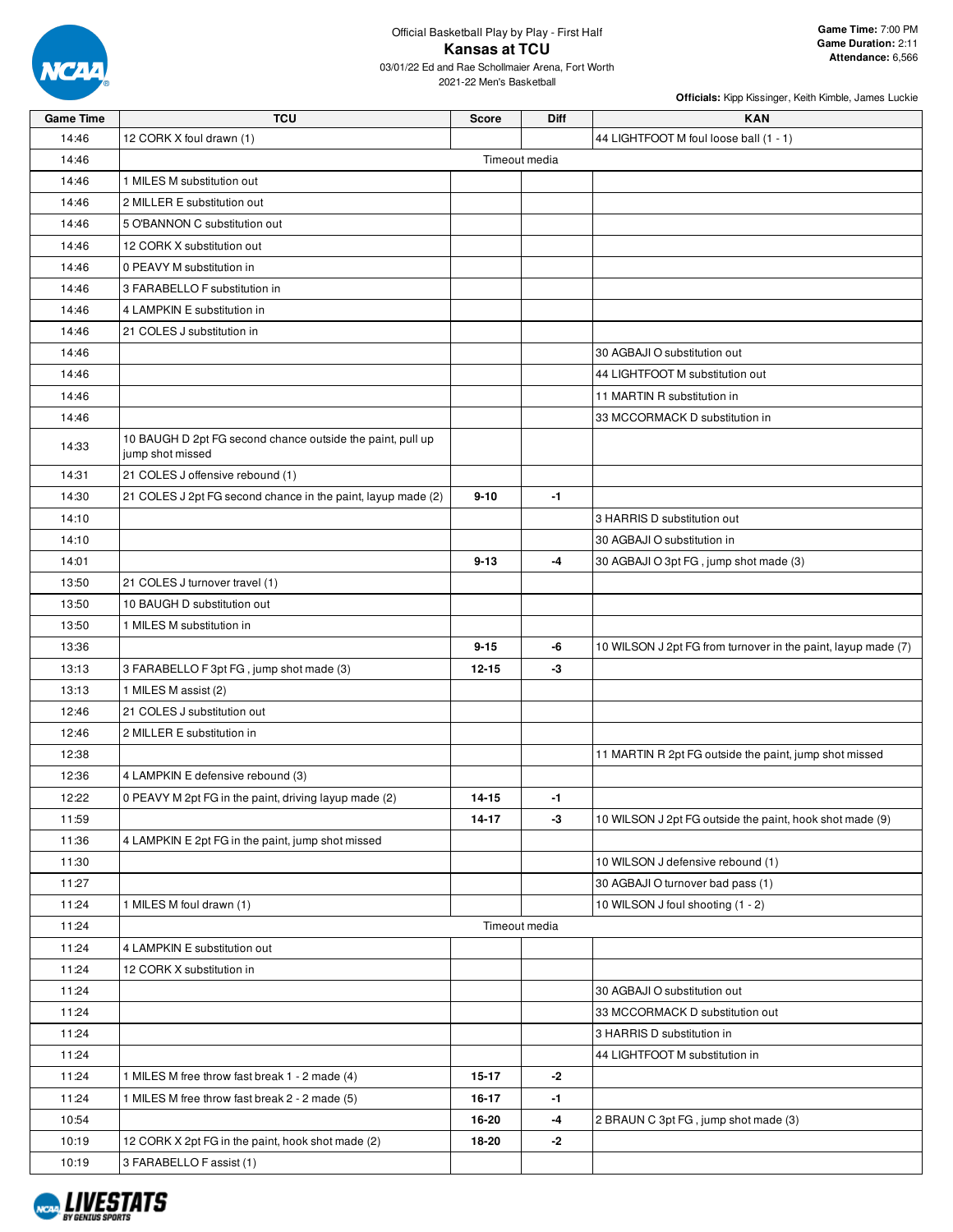Official Basketball Play by Play - First Half

# Kansas at TCU

03/01/22 Ed and Rae Schollmaier Arena, Fort Worth
2021-22 Men's Basketball

**Game Time:** 7:00 PM
**Game Duration:** 2:11
**Attendance:** 6,566

**Officials:** Kipp Kissinger, Keith Kimble, James Luckie

| Game Time | TCU | Score | Diff | KAN |
|---|---|---|---|---|
| 14:46 | 12 CORK X foul drawn (1) | | | 44 LIGHTFOOT M foul loose ball (1 - 1) |
| 14:46 | Timeout media | | | |
| 14:46 | 1 MILES M substitution out | | | |
| 14:46 | 2 MILLER E substitution out | | | |
| 14:46 | 5 O'BANNON C substitution out | | | |
| 14:46 | 12 CORK X substitution out | | | |
| 14:46 | 0 PEAVY M substitution in | | | |
| 14:46 | 3 FARABELLO F substitution in | | | |
| 14:46 | 4 LAMPKIN E substitution in | | | |
| 14:46 | 21 COLES J substitution in | | | |
| 14:46 | | | | 30 AGBAJI O substitution out |
| 14:46 | | | | 44 LIGHTFOOT M substitution out |
| 14:46 | | | | 11 MARTIN R substitution in |
| 14:46 | | | | 33 MCCORMACK D substitution in |
| 14:33 | 10 BAUGH D 2pt FG second chance outside the paint, pull up jump shot missed | | | |
| 14:31 | 21 COLES J offensive rebound (1) | | | |
| 14:30 | 21 COLES J 2pt FG second chance in the paint, layup made (2) | 9-10 | -1 | |
| 14:10 | | | | 3 HARRIS D substitution out |
| 14:10 | | | | 30 AGBAJI O substitution in |
| 14:01 | | 9-13 | -4 | 30 AGBAJI O 3pt FG , jump shot made (3) |
| 13:50 | 21 COLES J turnover travel (1) | | | |
| 13:50 | 10 BAUGH D substitution out | | | |
| 13:50 | 1 MILES M substitution in | | | |
| 13:36 | | 9-15 | -6 | 10 WILSON J 2pt FG from turnover in the paint, layup made (7) |
| 13:13 | 3 FARABELLO F 3pt FG , jump shot made (3) | 12-15 | -3 | |
| 13:13 | 1 MILES M assist (2) | | | |
| 12:46 | 21 COLES J substitution out | | | |
| 12:46 | 2 MILLER E substitution in | | | |
| 12:38 | | | | 11 MARTIN R 2pt FG outside the paint, jump shot missed |
| 12:36 | 4 LAMPKIN E defensive rebound (3) | | | |
| 12:22 | 0 PEAVY M 2pt FG in the paint, driving layup made (2) | 14-15 | -1 | |
| 11:59 | | 14-17 | -3 | 10 WILSON J 2pt FG outside the paint, hook shot made (9) |
| 11:36 | 4 LAMPKIN E 2pt FG in the paint, jump shot missed | | | |
| 11:30 | | | | 10 WILSON J defensive rebound (1) |
| 11:27 | | | | 30 AGBAJI O turnover bad pass (1) |
| 11:24 | 1 MILES M foul drawn (1) | | | 10 WILSON J foul shooting (1 - 2) |
| 11:24 | Timeout media | | | |
| 11:24 | 4 LAMPKIN E substitution out | | | |
| 11:24 | 12 CORK X substitution in | | | |
| 11:24 | | | | 30 AGBAJI O substitution out |
| 11:24 | | | | 33 MCCORMACK D substitution out |
| 11:24 | | | | 3 HARRIS D substitution in |
| 11:24 | | | | 44 LIGHTFOOT M substitution in |
| 11:24 | 1 MILES M free throw fast break 1 - 2 made (4) | 15-17 | -2 | |
| 11:24 | 1 MILES M free throw fast break 2 - 2 made (5) | 16-17 | -1 | |
| 10:54 | | 16-20 | -4 | 2 BRAUN C 3pt FG , jump shot made (3) |
| 10:19 | 12 CORK X 2pt FG in the paint, hook shot made (2) | 18-20 | -2 | |
| 10:19 | 3 FARABELLO F assist (1) | | | |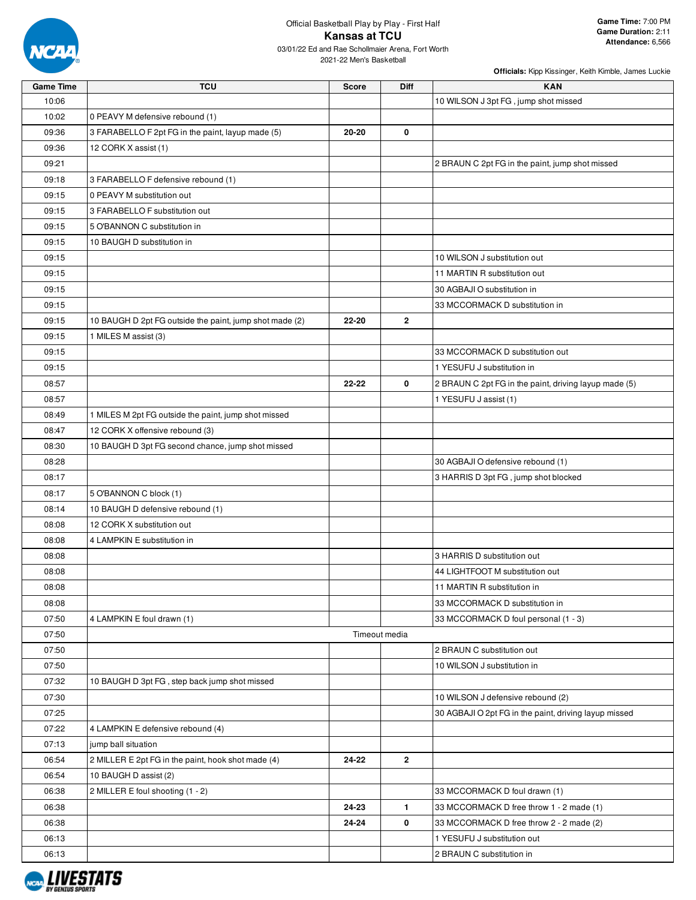Official Basketball Play by Play - First Half

# Kansas at TCU

03/01/22 Ed and Rae Schollmaier Arena, Fort Worth

2021-22 Men's Basketball

**Game Time:** 7:00 PM
**Game Duration:** 2:11
**Attendance:** 6,566

**Officials:** Kipp Kissinger, Keith Kimble, James Luckie

| Game Time | TCU | Score | Diff | KAN |
|---|---|---|---|---|
| 10:06 | | | | 10 WILSON J 3pt FG , jump shot missed |
| 10:02 | 0 PEAVY M defensive rebound (1) | | | |
| 09:36 | 3 FARABELLO F 2pt FG in the paint, layup made (5) | 20-20 | 0 | |
| 09:36 | 12 CORK X assist (1) | | | |
| 09:21 | | | | 2 BRAUN C 2pt FG in the paint, jump shot missed |
| 09:18 | 3 FARABELLO F defensive rebound (1) | | | |
| 09:15 | 0 PEAVY M substitution out | | | |
| 09:15 | 3 FARABELLO F substitution out | | | |
| 09:15 | 5 O'BANNON C substitution in | | | |
| 09:15 | 10 BAUGH D substitution in | | | |
| 09:15 | | | | 10 WILSON J substitution out |
| 09:15 | | | | 11 MARTIN R substitution out |
| 09:15 | | | | 30 AGBAJI O substitution in |
| 09:15 | | | | 33 MCCORMACK D substitution in |
| 09:15 | 10 BAUGH D 2pt FG outside the paint, jump shot made (2) | 22-20 | 2 | |
| 09:15 | 1 MILES M assist (3) | | | |
| 09:15 | | | | 33 MCCORMACK D substitution out |
| 09:15 | | | | 1 YESUFU J substitution in |
| 08:57 | | 22-22 | 0 | 2 BRAUN C 2pt FG in the paint, driving layup made (5) |
| 08:57 | | | | 1 YESUFU J assist (1) |
| 08:49 | 1 MILES M 2pt FG outside the paint, jump shot missed | | | |
| 08:47 | 12 CORK X offensive rebound (3) | | | |
| 08:30 | 10 BAUGH D 3pt FG second chance, jump shot missed | | | |
| 08:28 | | | | 30 AGBAJI O defensive rebound (1) |
| 08:17 | | | | 3 HARRIS D 3pt FG , jump shot blocked |
| 08:17 | 5 O'BANNON C block (1) | | | |
| 08:14 | 10 BAUGH D defensive rebound (1) | | | |
| 08:08 | 12 CORK X substitution out | | | |
| 08:08 | 4 LAMPKIN E substitution in | | | |
| 08:08 | | | | 3 HARRIS D substitution out |
| 08:08 | | | | 44 LIGHTFOOT M substitution out |
| 08:08 | | | | 11 MARTIN R substitution in |
| 08:08 | | | | 33 MCCORMACK D substitution in |
| 07:50 | 4 LAMPKIN E foul drawn (1) | | | 33 MCCORMACK D foul personal (1 - 3) |
| 07:50 | Timeout media | | | |
| 07:50 | | | | 2 BRAUN C substitution out |
| 07:50 | | | | 10 WILSON J substitution in |
| 07:32 | 10 BAUGH D 3pt FG , step back jump shot missed | | | |
| 07:30 | | | | 10 WILSON J defensive rebound (2) |
| 07:25 | | | | 30 AGBAJI O 2pt FG in the paint, driving layup missed |
| 07:22 | 4 LAMPKIN E defensive rebound (4) | | | |
| 07:13 | jump ball situation | | | |
| 06:54 | 2 MILLER E 2pt FG in the paint, hook shot made (4) | 24-22 | 2 | |
| 06:54 | 10 BAUGH D assist (2) | | | |
| 06:38 | 2 MILLER E foul shooting (1 - 2) | | | 33 MCCORMACK D foul drawn (1) |
| 06:38 | | 24-23 | 1 | 33 MCCORMACK D free throw 1 - 2 made (1) |
| 06:38 | | 24-24 | 0 | 33 MCCORMACK D free throw 2 - 2 made (2) |
| 06:13 | | | | 1 YESUFU J substitution out |
| 06:13 | | | | 2 BRAUN C substitution in |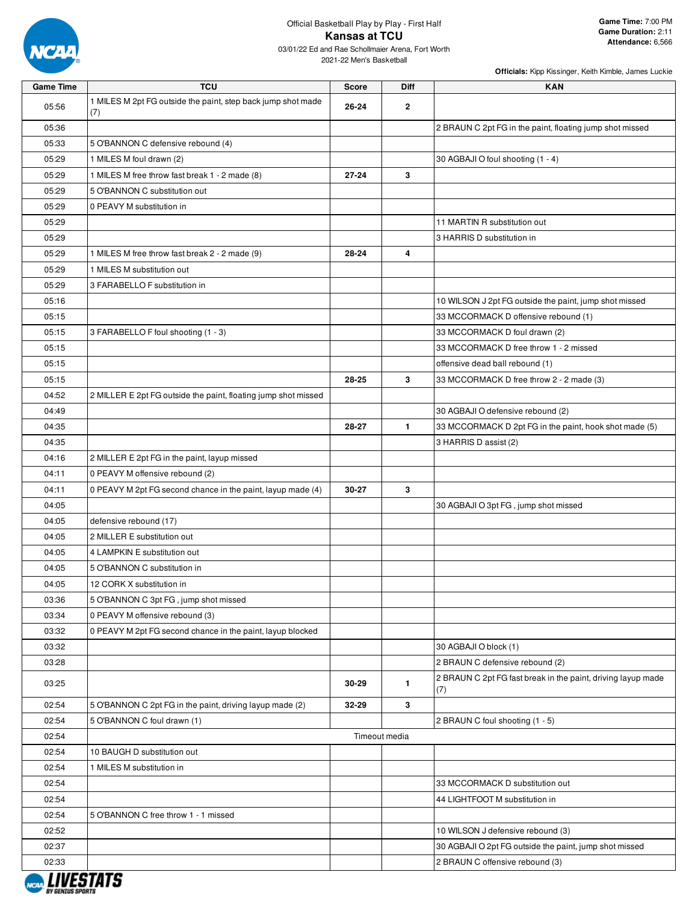Official Basketball Play by Play - First Half

# Kansas at TCU

03/01/22 Ed and Rae Schollmaier Arena, Fort Worth
2021-22 Men's Basketball

**Game Time:** 7:00 PM
**Game Duration:** 2:11
**Attendance:** 6,566

**Officials:** Kipp Kissinger, Keith Kimble, James Luckie

| Game Time | TCU | Score | Diff | KAN |
|---|---|---|---|---|
| 05:56 | 1 MILES M 2pt FG outside the paint, step back jump shot made (7) | 26-24 | 2 | |
| 05:36 | | | | 2 BRAUN C 2pt FG in the paint, floating jump shot missed |
| 05:33 | 5 O'BANNON C defensive rebound (4) | | | |
| 05:29 | 1 MILES M foul drawn (2) | | | 30 AGBAJI O foul shooting (1 - 4) |
| 05:29 | 1 MILES M free throw fast break 1 - 2 made (8) | 27-24 | 3 | |
| 05:29 | 5 O'BANNON C substitution out | | | |
| 05:29 | 0 PEAVY M substitution in | | | |
| 05:29 | | | | 11 MARTIN R substitution out |
| 05:29 | | | | 3 HARRIS D substitution in |
| 05:29 | 1 MILES M free throw fast break 2 - 2 made (9) | 28-24 | 4 | |
| 05:29 | 1 MILES M substitution out | | | |
| 05:29 | 3 FARABELLO F substitution in | | | |
| 05:16 | | | | 10 WILSON J 2pt FG outside the paint, jump shot missed |
| 05:15 | | | | 33 MCCORMACK D offensive rebound (1) |
| 05:15 | 3 FARABELLO F foul shooting (1 - 3) | | | 33 MCCORMACK D foul drawn (2) |
| 05:15 | | | | 33 MCCORMACK D free throw 1 - 2 missed |
| 05:15 | | | | offensive dead ball rebound (1) |
| 05:15 | | 28-25 | 3 | 33 MCCORMACK D free throw 2 - 2 made (3) |
| 04:52 | 2 MILLER E 2pt FG outside the paint, floating jump shot missed | | | |
| 04:49 | | | | 30 AGBAJI O defensive rebound (2) |
| 04:35 | | 28-27 | 1 | 33 MCCORMACK D 2pt FG in the paint, hook shot made (5) |
| 04:35 | | | | 3 HARRIS D assist (2) |
| 04:16 | 2 MILLER E 2pt FG in the paint, layup missed | | | |
| 04:11 | 0 PEAVY M offensive rebound (2) | | | |
| 04:11 | 0 PEAVY M 2pt FG second chance in the paint, layup made (4) | 30-27 | 3 | |
| 04:05 | | | | 30 AGBAJI O 3pt FG , jump shot missed |
| 04:05 | defensive rebound (17) | | | |
| 04:05 | 2 MILLER E substitution out | | | |
| 04:05 | 4 LAMPKIN E substitution out | | | |
| 04:05 | 5 O'BANNON C substitution in | | | |
| 04:05 | 12 CORK X substitution in | | | |
| 03:36 | 5 O'BANNON C 3pt FG , jump shot missed | | | |
| 03:34 | 0 PEAVY M offensive rebound (3) | | | |
| 03:32 | 0 PEAVY M 2pt FG second chance in the paint, layup blocked | | | |
| 03:32 | | | | 30 AGBAJI O block (1) |
| 03:28 | | | | 2 BRAUN C defensive rebound (2) |
| 03:25 | | 30-29 | 1 | 2 BRAUN C 2pt FG fast break in the paint, driving layup made (7) |
| 02:54 | 5 O'BANNON C 2pt FG in the paint, driving layup made (2) | 32-29 | 3 | |
| 02:54 | 5 O'BANNON C foul drawn (1) | | | 2 BRAUN C foul shooting (1 - 5) |
| 02:54 | Timeout media | | | |
| 02:54 | 10 BAUGH D substitution out | | | |
| 02:54 | 1 MILES M substitution in | | | |
| 02:54 | | | | 33 MCCORMACK D substitution out |
| 02:54 | | | | 44 LIGHTFOOT M substitution in |
| 02:54 | 5 O'BANNON C free throw 1 - 1 missed | | | |
| 02:52 | | | | 10 WILSON J defensive rebound (3) |
| 02:37 | | | | 30 AGBAJI O 2pt FG outside the paint, jump shot missed |
| 02:33 | | | | 2 BRAUN C offensive rebound (3) |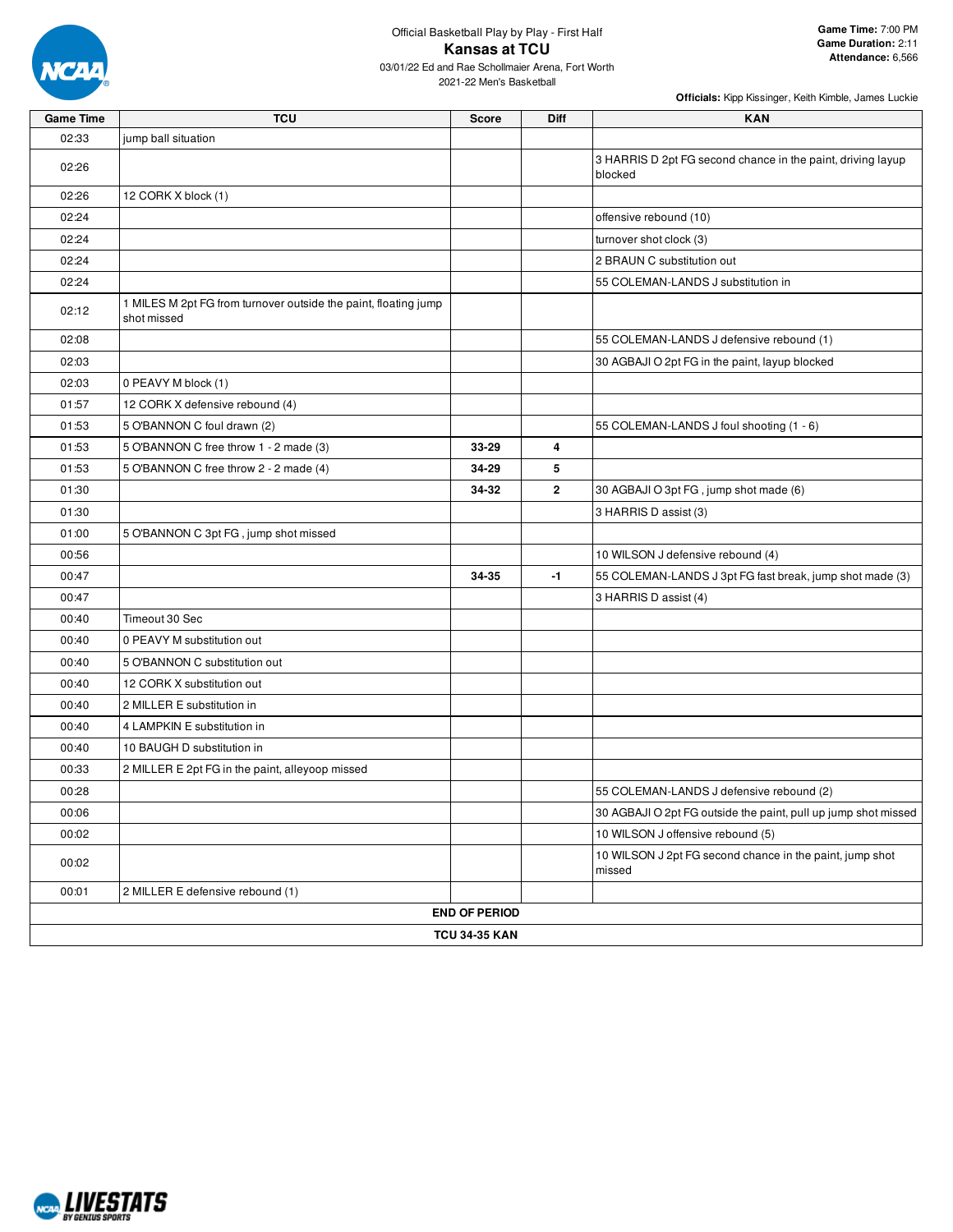Official Basketball Play by Play - First Half

# Kansas at TCU

03/01/22 Ed and Rae Schollmaier Arena, Fort Worth
2021-22 Men's Basketball

**Game Time:** 7:00 PM
**Game Duration:** 2:11
**Attendance:** 6,566

**Officials:** Kipp Kissinger, Keith Kimble, James Luckie

| Game Time | TCU | Score | Diff | KAN |
|---|---|---|---|---|
| 02:33 | jump ball situation | | | |
| 02:26 | | | | 3 HARRIS D 2pt FG second chance in the paint, driving layup blocked |
| 02:26 | 12 CORK X block (1) | | | |
| 02:24 | | | | offensive rebound (10) |
| 02:24 | | | | turnover shot clock (3) |
| 02:24 | | | | 2 BRAUN C substitution out |
| 02:24 | | | | 55 COLEMAN-LANDS J substitution in |
| 02:12 | 1 MILES M 2pt FG from turnover outside the paint, floating jump shot missed | | | |
| 02:08 | | | | 55 COLEMAN-LANDS J defensive rebound (1) |
| 02:03 | | | | 30 AGBAJI O 2pt FG in the paint, layup blocked |
| 02:03 | 0 PEAVY M block (1) | | | |
| 01:57 | 12 CORK X defensive rebound (4) | | | |
| 01:53 | 5 O'BANNON C foul drawn (2) | | | 55 COLEMAN-LANDS J foul shooting (1 - 6) |
| 01:53 | 5 O'BANNON C free throw 1 - 2 made (3) | 33-29 | 4 | |
| 01:53 | 5 O'BANNON C free throw 2 - 2 made (4) | 34-29 | 5 | |
| 01:30 | | 34-32 | 2 | 30 AGBAJI O 3pt FG , jump shot made (6) |
| 01:30 | | | | 3 HARRIS D assist (3) |
| 01:00 | 5 O'BANNON C 3pt FG , jump shot missed | | | |
| 00:56 | | | | 10 WILSON J defensive rebound (4) |
| 00:47 | | 34-35 | -1 | 55 COLEMAN-LANDS J 3pt FG fast break, jump shot made (3) |
| 00:47 | | | | 3 HARRIS D assist (4) |
| 00:40 | Timeout 30 Sec | | | |
| 00:40 | 0 PEAVY M substitution out | | | |
| 00:40 | 5 O'BANNON C substitution out | | | |
| 00:40 | 12 CORK X substitution out | | | |
| 00:40 | 2 MILLER E substitution in | | | |
| 00:40 | 4 LAMPKIN E substitution in | | | |
| 00:40 | 10 BAUGH D substitution in | | | |
| 00:33 | 2 MILLER E 2pt FG in the paint, alleyoop missed | | | |
| 00:28 | | | | 55 COLEMAN-LANDS J defensive rebound (2) |
| 00:06 | | | | 30 AGBAJI O 2pt FG outside the paint, pull up jump shot missed |
| 00:02 | | | | 10 WILSON J offensive rebound (5) |
| 00:02 | | | | 10 WILSON J 2pt FG second chance in the paint, jump shot missed |
| 00:01 | 2 MILLER E defensive rebound (1) | | | |
| **END OF PERIOD** | | | | |
| **TCU 34-35 KAN** | | | | |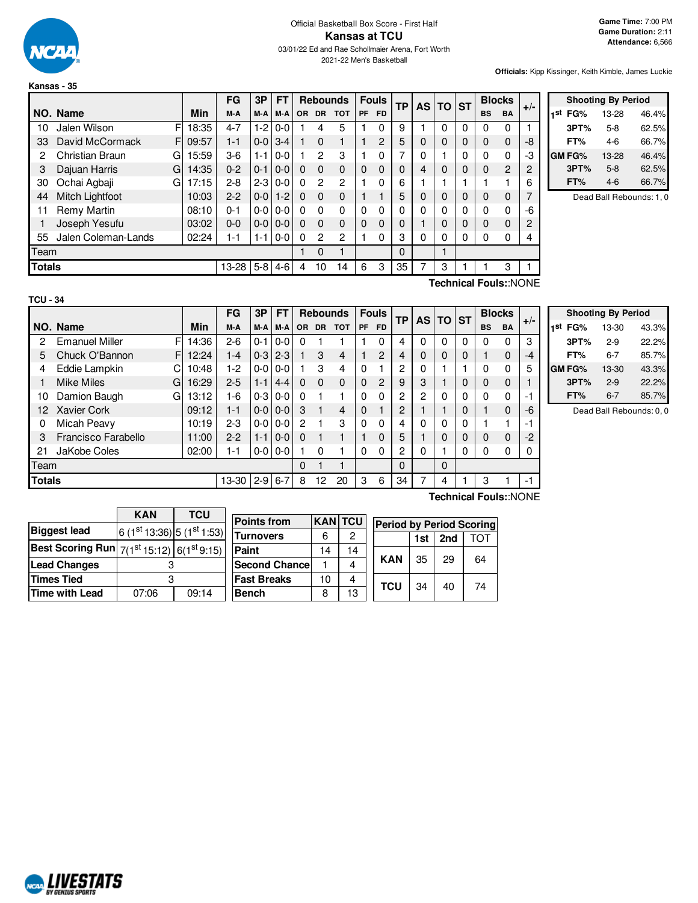Official Basketball Box Score - First Half

# Kansas at TCU

03/01/22 Ed and Rae Schollmaier Arena, Fort Worth

2021-22 Men's Basketball

**Game Time:** 7:00 PM
**Game Duration:** 2:11
**Attendance:** 6,566

**Officials:** Kipp Kissinger, Keith Kimble, James Luckie

## Kansas - 35

| NO. | Name | | Min | FG M-A | 3P M-A | FT M-A | Rebounds OR | DR | TOT | Fouls PF | FD | TP | AS | TO | ST | Blocks BS | BA | +/- |
|---|---|---|---|---|---|---|---|---|---|---|---|---|---|---|---|---|---|---|
| 10 | Jalen Wilson | F | 18:35 | 4-7 | 1-2 | 0-0 | 1 | 4 | 5 | 1 | 0 | 9 | 1 | 0 | 0 | 0 | 0 | 1 |
| 33 | David McCormack | F | 09:57 | 1-1 | 0-0 | 3-4 | 1 | 0 | 1 | 1 | 2 | 5 | 0 | 0 | 0 | 0 | 0 | -8 |
| 2 | Christian Braun | G | 15:59 | 3-6 | 1-1 | 0-0 | 1 | 2 | 3 | 1 | 0 | 7 | 0 | 1 | 0 | 0 | 0 | -3 |
| 3 | Dajuan Harris | G | 14:35 | 0-2 | 0-1 | 0-0 | 0 | 0 | 0 | 0 | 0 | 0 | 4 | 0 | 0 | 0 | 2 | 2 |
| 30 | Ochai Agbaji | G | 17:15 | 2-8 | 2-3 | 0-0 | 0 | 2 | 2 | 1 | 0 | 6 | 1 | 1 | 1 | 1 | 1 | 6 |
| 44 | Mitch Lightfoot | | 10:03 | 2-2 | 0-0 | 1-2 | 0 | 0 | 0 | 1 | 1 | 5 | 0 | 0 | 0 | 0 | 0 | 7 |
| 11 | Remy Martin | | 08:10 | 0-1 | 0-0 | 0-0 | 0 | 0 | 0 | 0 | 0 | 0 | 0 | 0 | 0 | 0 | 0 | -6 |
| 1 | Joseph Yesufu | | 03:02 | 0-0 | 0-0 | 0-0 | 0 | 0 | 0 | 0 | 0 | 0 | 1 | 0 | 0 | 0 | 0 | 2 |
| 55 | Jalen Coleman-Lands | | 02:24 | 1-1 | 1-1 | 0-0 | 0 | 2 | 2 | 1 | 0 | 3 | 0 | 0 | 0 | 0 | 0 | 4 |
| | Team | | | | | | 1 | 0 | 1 | | | 0 | | 1 | | | | |
| | **Totals** | | | 13-28 | 5-8 | 4-6 | 4 | 10 | 14 | 6 | 3 | 35 | 7 | 3 | 1 | 1 | 3 | 1 |

**Technical Fouls:**:NONE

| Shooting By Period | | |
|---|---|---|
| 1st FG% | 13-28 | 46.4% |
| 3PT% | 5-8 | 62.5% |
| FT% | 4-6 | 66.7% |
| GM FG% | 13-28 | 46.4% |
| 3PT% | 5-8 | 62.5% |
| FT% | 4-6 | 66.7% |

Dead Ball Rebounds: 1, 0

## TCU - 34

| NO. | Name | | Min | FG M-A | 3P M-A | FT M-A | Rebounds OR | DR | TOT | Fouls PF | FD | TP | AS | TO | ST | Blocks BS | BA | +/- |
|---|---|---|---|---|---|---|---|---|---|---|---|---|---|---|---|---|---|---|
| 2 | Emanuel Miller | F | 14:36 | 2-6 | 0-1 | 0-0 | 0 | 1 | 1 | 1 | 0 | 4 | 0 | 0 | 0 | 0 | 0 | 3 |
| 5 | Chuck O'Bannon | F | 12:24 | 1-4 | 0-3 | 2-3 | 1 | 3 | 4 | 1 | 2 | 4 | 0 | 0 | 0 | 1 | 0 | -4 |
| 4 | Eddie Lampkin | C | 10:48 | 1-2 | 0-0 | 0-0 | 1 | 3 | 4 | 0 | 1 | 2 | 0 | 1 | 1 | 0 | 0 | 5 |
| 1 | Mike Miles | G | 16:29 | 2-5 | 1-1 | 4-4 | 0 | 0 | 0 | 0 | 2 | 9 | 3 | 1 | 0 | 0 | 0 | 1 |
| 10 | Damion Baugh | G | 13:12 | 1-6 | 0-3 | 0-0 | 0 | 1 | 1 | 0 | 0 | 2 | 2 | 0 | 0 | 0 | 0 | -1 |
| 12 | Xavier Cork | | 09:12 | 1-1 | 0-0 | 0-0 | 3 | 1 | 4 | 0 | 1 | 2 | 1 | 1 | 0 | 1 | 0 | -6 |
| 0 | Micah Peavy | | 10:19 | 2-3 | 0-0 | 0-0 | 2 | 1 | 3 | 0 | 0 | 4 | 0 | 0 | 0 | 1 | 1 | -1 |
| 3 | Francisco Farabello | | 11:00 | 2-2 | 1-1 | 0-0 | 0 | 1 | 1 | 1 | 0 | 5 | 1 | 0 | 0 | 0 | 0 | -2 |
| 21 | JaKobe Coles | | 02:00 | 1-1 | 0-0 | 0-0 | 1 | 0 | 1 | 0 | 0 | 2 | 0 | 1 | 0 | 0 | 0 | 0 |
| | Team | | | | | | 0 | 1 | 1 | | | 0 | | 0 | | | | |
| | **Totals** | | | 13-30 | 2-9 | 6-7 | 8 | 12 | 20 | 3 | 6 | 34 | 7 | 4 | 1 | 3 | 1 | -1 |

**Technical Fouls:**:NONE

| Shooting By Period | | |
|---|---|---|
| 1st FG% | 13-30 | 43.3% |
| 3PT% | 2-9 | 22.2% |
| FT% | 6-7 | 85.7% |
| GM FG% | 13-30 | 43.3% |
| 3PT% | 2-9 | 22.2% |
| FT% | 6-7 | 85.7% |

Dead Ball Rebounds: 0, 0

| | KAN | TCU |
|---|---|---|
| Biggest lead | 6 (1st 13:36) | 5 (1st 1:53) |
| Best Scoring Run | 7(1st 15:12) | 6(1st 9:15) |
| Lead Changes | 3 | |
| Times Tied | 3 | |
| Time with Lead | 07:06 | 09:14 |

| Points from | KAN | TCU |
|---|---|---|
| Turnovers | 6 | 2 |
| Paint | 14 | 14 |
| Second Chance | 1 | 4 |
| Fast Breaks | 10 | 4 |
| Bench | 8 | 13 |

| Period by Period Scoring | 1st | 2nd | TOT |
|---|---|---|---|
| KAN | 35 | 29 | 64 |
| TCU | 34 | 40 | 74 |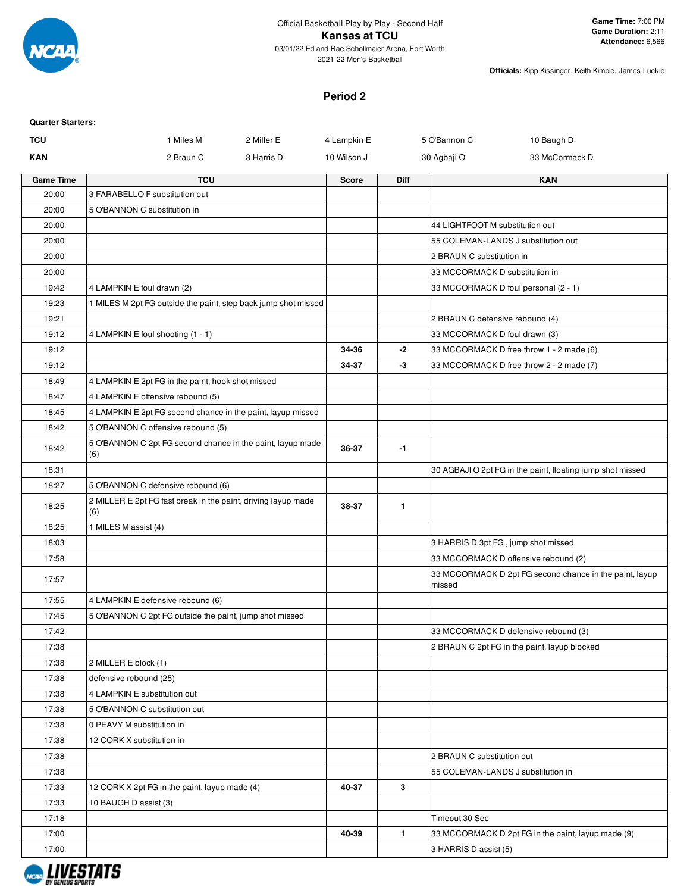Official Basketball Play by Play - Second Half

# Kansas at TCU

03/01/22 Ed and Rae Schollmaier Arena, Fort Worth
2021-22 Men's Basketball

**Game Time:** 7:00 PM
**Game Duration:** 2:11
**Attendance:** 6,566

**Officials:** Kipp Kissinger, Keith Kimble, James Luckie

## Period 2

**Quarter Starters:**

| | | | | | |
|---|---|---|---|---|---|
| **TCU** | 1 Miles M | 2 Miller E | 4 Lampkin E | 5 O'Bannon C | 10 Baugh D |
| **KAN** | 2 Braun C | 3 Harris D | 10 Wilson J | 30 Agbaji O | 33 McCormack D |

| Game Time | TCU | Score | Diff | KAN |
|---|---|---|---|---|
| 20:00 | 3 FARABELLO F substitution out | | | |
| 20:00 | 5 O'BANNON C substitution in | | | |
| 20:00 | | | | 44 LIGHTFOOT M substitution out |
| 20:00 | | | | 55 COLEMAN-LANDS J substitution out |
| 20:00 | | | | 2 BRAUN C substitution in |
| 20:00 | | | | 33 MCCORMACK D substitution in |
| 19:42 | 4 LAMPKIN E foul drawn (2) | | | 33 MCCORMACK D foul personal (2 - 1) |
| 19:23 | 1 MILES M 2pt FG outside the paint, step back jump shot missed | | | |
| 19:21 | | | | 2 BRAUN C defensive rebound (4) |
| 19:12 | 4 LAMPKIN E foul shooting (1 - 1) | | | 33 MCCORMACK D foul drawn (3) |
| 19:12 | | 34-36 | -2 | 33 MCCORMACK D free throw 1 - 2 made (6) |
| 19:12 | | 34-37 | -3 | 33 MCCORMACK D free throw 2 - 2 made (7) |
| 18:49 | 4 LAMPKIN E 2pt FG in the paint, hook shot missed | | | |
| 18:47 | 4 LAMPKIN E offensive rebound (5) | | | |
| 18:45 | 4 LAMPKIN E 2pt FG second chance in the paint, layup missed | | | |
| 18:42 | 5 O'BANNON C offensive rebound (5) | | | |
| 18:42 | 5 O'BANNON C 2pt FG second chance in the paint, layup made (6) | 36-37 | -1 | |
| 18:31 | | | | 30 AGBAJI O 2pt FG in the paint, floating jump shot missed |
| 18:27 | 5 O'BANNON C defensive rebound (6) | | | |
| 18:25 | 2 MILLER E 2pt FG fast break in the paint, driving layup made (6) | 38-37 | 1 | |
| 18:25 | 1 MILES M assist (4) | | | |
| 18:03 | | | | 3 HARRIS D 3pt FG , jump shot missed |
| 17:58 | | | | 33 MCCORMACK D offensive rebound (2) |
| 17:57 | | | | 33 MCCORMACK D 2pt FG second chance in the paint, layup missed |
| 17:55 | 4 LAMPKIN E defensive rebound (6) | | | |
| 17:45 | 5 O'BANNON C 2pt FG outside the paint, jump shot missed | | | |
| 17:42 | | | | 33 MCCORMACK D defensive rebound (3) |
| 17:38 | | | | 2 BRAUN C 2pt FG in the paint, layup blocked |
| 17:38 | 2 MILLER E block (1) | | | |
| 17:38 | defensive rebound (25) | | | |
| 17:38 | 4 LAMPKIN E substitution out | | | |
| 17:38 | 5 O'BANNON C substitution out | | | |
| 17:38 | 0 PEAVY M substitution in | | | |
| 17:38 | 12 CORK X substitution in | | | |
| 17:38 | | | | 2 BRAUN C substitution out |
| 17:38 | | | | 55 COLEMAN-LANDS J substitution in |
| 17:33 | 12 CORK X 2pt FG in the paint, layup made (4) | 40-37 | 3 | |
| 17:33 | 10 BAUGH D assist (3) | | | |
| 17:18 | | | | Timeout 30 Sec |
| 17:00 | | 40-39 | 1 | 33 MCCORMACK D 2pt FG in the paint, layup made (9) |
| 17:00 | | | | 3 HARRIS D assist (5) |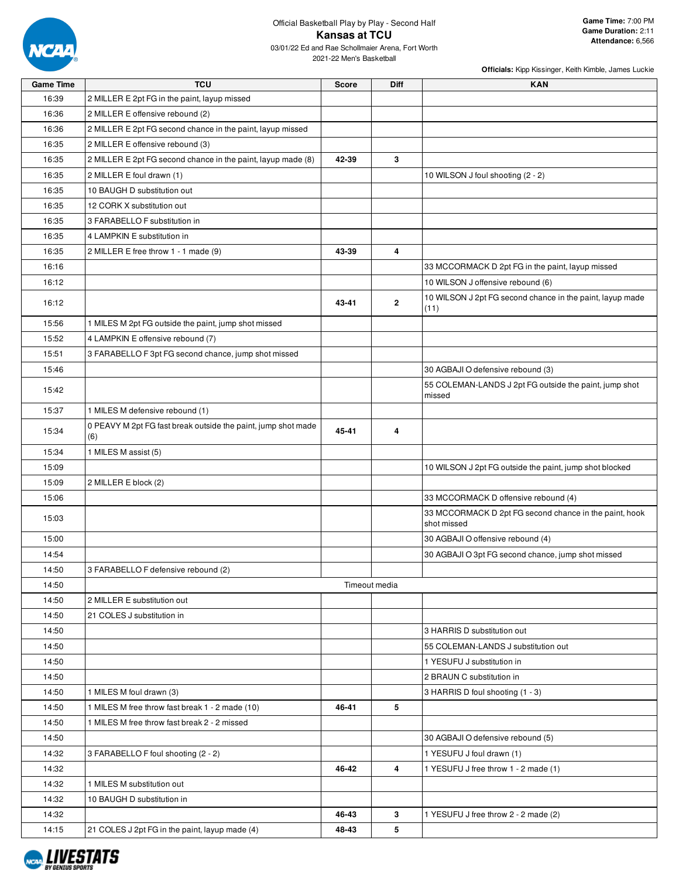Official Basketball Play by Play - Second Half

# Kansas at TCU

03/01/22 Ed and Rae Schollmaier Arena, Fort Worth
2021-22 Men's Basketball

**Game Time:** 7:00 PM
**Game Duration:** 2:11
**Attendance:** 6,566

**Officials:** Kipp Kissinger, Keith Kimble, James Luckie

| Game Time | TCU | Score | Diff | KAN |
|---|---|---|---|---|
| 16:39 | 2 MILLER E 2pt FG in the paint, layup missed | | | |
| 16:36 | 2 MILLER E offensive rebound (2) | | | |
| 16:36 | 2 MILLER E 2pt FG second chance in the paint, layup missed | | | |
| 16:35 | 2 MILLER E offensive rebound (3) | | | |
| 16:35 | 2 MILLER E 2pt FG second chance in the paint, layup made (8) | 42-39 | 3 | |
| 16:35 | 2 MILLER E foul drawn (1) | | | 10 WILSON J foul shooting (2 - 2) |
| 16:35 | 10 BAUGH D substitution out | | | |
| 16:35 | 12 CORK X substitution out | | | |
| 16:35 | 3 FARABELLO F substitution in | | | |
| 16:35 | 4 LAMPKIN E substitution in | | | |
| 16:35 | 2 MILLER E free throw 1 - 1 made (9) | 43-39 | 4 | |
| 16:16 | | | | 33 MCCORMACK D 2pt FG in the paint, layup missed |
| 16:12 | | | | 10 WILSON J offensive rebound (6) |
| 16:12 | | 43-41 | 2 | 10 WILSON J 2pt FG second chance in the paint, layup made (11) |
| 15:56 | 1 MILES M 2pt FG outside the paint, jump shot missed | | | |
| 15:52 | 4 LAMPKIN E offensive rebound (7) | | | |
| 15:51 | 3 FARABELLO F 3pt FG second chance, jump shot missed | | | |
| 15:46 | | | | 30 AGBAJI O defensive rebound (3) |
| 15:42 | | | | 55 COLEMAN-LANDS J 2pt FG outside the paint, jump shot missed |
| 15:37 | 1 MILES M defensive rebound (1) | | | |
| 15:34 | 0 PEAVY M 2pt FG fast break outside the paint, jump shot made (6) | 45-41 | 4 | |
| 15:34 | 1 MILES M assist (5) | | | |
| 15:09 | | | | 10 WILSON J 2pt FG outside the paint, jump shot blocked |
| 15:09 | 2 MILLER E block (2) | | | |
| 15:06 | | | | 33 MCCORMACK D offensive rebound (4) |
| 15:03 | | | | 33 MCCORMACK D 2pt FG second chance in the paint, hook shot missed |
| 15:00 | | | | 30 AGBAJI O offensive rebound (4) |
| 14:54 | | | | 30 AGBAJI O 3pt FG second chance, jump shot missed |
| 14:50 | 3 FARABELLO F defensive rebound (2) | | | |
| 14:50 | Timeout media | | | |
| 14:50 | 2 MILLER E substitution out | | | |
| 14:50 | 21 COLES J substitution in | | | |
| 14:50 | | | | 3 HARRIS D substitution out |
| 14:50 | | | | 55 COLEMAN-LANDS J substitution out |
| 14:50 | | | | 1 YESUFU J substitution in |
| 14:50 | | | | 2 BRAUN C substitution in |
| 14:50 | 1 MILES M foul drawn (3) | | | 3 HARRIS D foul shooting (1 - 3) |
| 14:50 | 1 MILES M free throw fast break 1 - 2 made (10) | 46-41 | 5 | |
| 14:50 | 1 MILES M free throw fast break 2 - 2 missed | | | |
| 14:50 | | | | 30 AGBAJI O defensive rebound (5) |
| 14:32 | 3 FARABELLO F foul shooting (2 - 2) | | | 1 YESUFU J foul drawn (1) |
| 14:32 | | 46-42 | 4 | 1 YESUFU J free throw 1 - 2 made (1) |
| 14:32 | 1 MILES M substitution out | | | |
| 14:32 | 10 BAUGH D substitution in | | | |
| 14:32 | | 46-43 | 3 | 1 YESUFU J free throw 2 - 2 made (2) |
| 14:15 | 21 COLES J 2pt FG in the paint, layup made (4) | 48-43 | 5 | |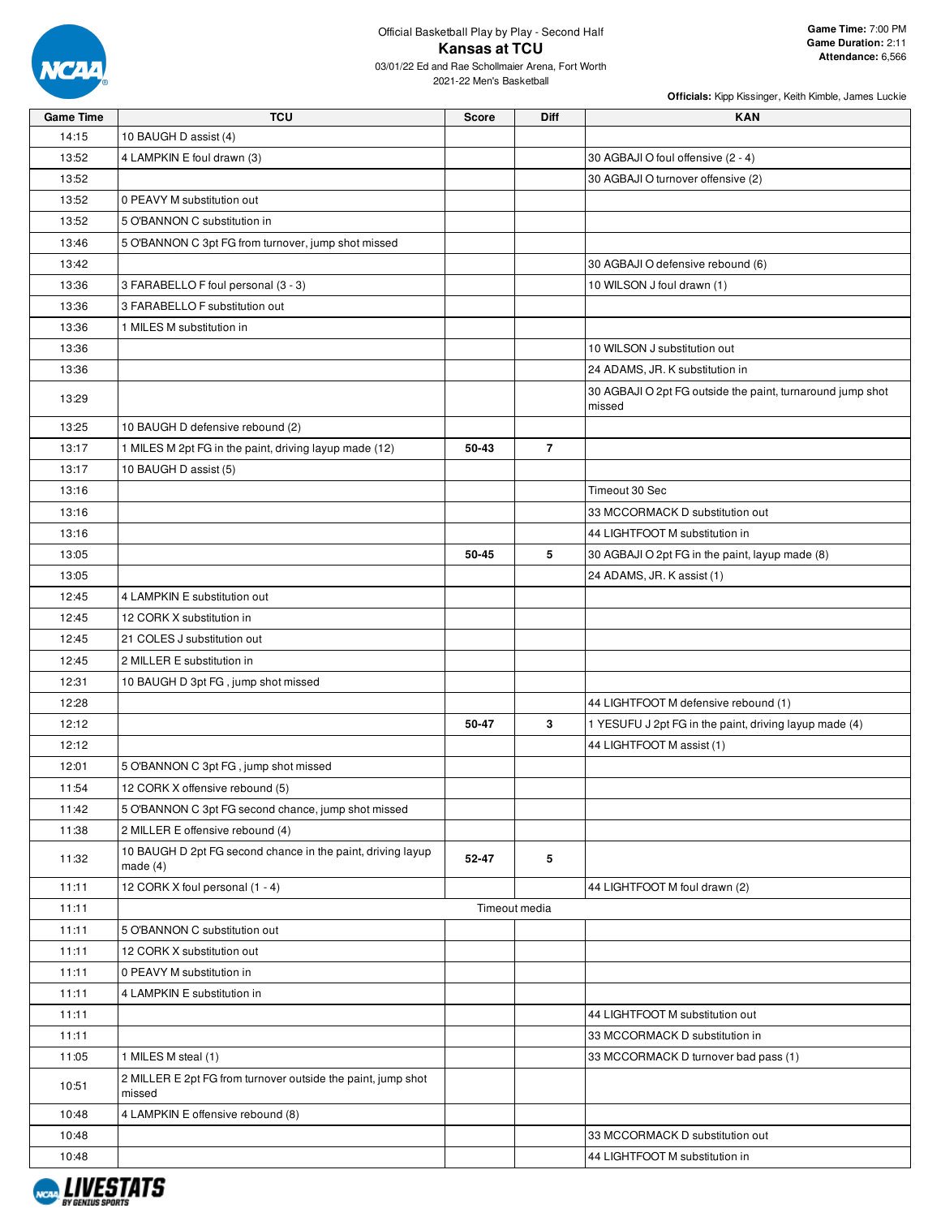Official Basketball Play by Play - Second Half

# Kansas at TCU

03/01/22 Ed and Rae Schollmaier Arena, Fort Worth

2021-22 Men's Basketball

**Game Time:** 7:00 PM
**Game Duration:** 2:11
**Attendance:** 6,566

**Officials:** Kipp Kissinger, Keith Kimble, James Luckie

| Game Time | TCU | Score | Diff | KAN |
|---|---|---|---|---|
| 14:15 | 10 BAUGH D assist (4) | | | |
| 13:52 | 4 LAMPKIN E foul drawn (3) | | | 30 AGBAJI O foul offensive (2 - 4) |
| 13:52 | | | | 30 AGBAJI O turnover offensive (2) |
| 13:52 | 0 PEAVY M substitution out | | | |
| 13:52 | 5 O'BANNON C substitution in | | | |
| 13:46 | 5 O'BANNON C 3pt FG from turnover, jump shot missed | | | |
| 13:42 | | | | 30 AGBAJI O defensive rebound (6) |
| 13:36 | 3 FARABELLO F foul personal (3 - 3) | | | 10 WILSON J foul drawn (1) |
| 13:36 | 3 FARABELLO F substitution out | | | |
| 13:36 | 1 MILES M substitution in | | | |
| 13:36 | | | | 10 WILSON J substitution out |
| 13:36 | | | | 24 ADAMS, JR. K substitution in |
| 13:29 | | | | 30 AGBAJI O 2pt FG outside the paint, turnaround jump shot missed |
| 13:25 | 10 BAUGH D defensive rebound (2) | | | |
| 13:17 | 1 MILES M 2pt FG in the paint, driving layup made (12) | 50-43 | 7 | |
| 13:17 | 10 BAUGH D assist (5) | | | |
| 13:16 | | | | Timeout 30 Sec |
| 13:16 | | | | 33 MCCORMACK D substitution out |
| 13:16 | | | | 44 LIGHTFOOT M substitution in |
| 13:05 | | 50-45 | 5 | 30 AGBAJI O 2pt FG in the paint, layup made (8) |
| 13:05 | | | | 24 ADAMS, JR. K assist (1) |
| 12:45 | 4 LAMPKIN E substitution out | | | |
| 12:45 | 12 CORK X substitution in | | | |
| 12:45 | 21 COLES J substitution out | | | |
| 12:45 | 2 MILLER E substitution in | | | |
| 12:31 | 10 BAUGH D 3pt FG , jump shot missed | | | |
| 12:28 | | | | 44 LIGHTFOOT M defensive rebound (1) |
| 12:12 | | 50-47 | 3 | 1 YESUFU J 2pt FG in the paint, driving layup made (4) |
| 12:12 | | | | 44 LIGHTFOOT M assist (1) |
| 12:01 | 5 O'BANNON C 3pt FG , jump shot missed | | | |
| 11:54 | 12 CORK X offensive rebound (5) | | | |
| 11:42 | 5 O'BANNON C 3pt FG second chance, jump shot missed | | | |
| 11:38 | 2 MILLER E offensive rebound (4) | | | |
| 11:32 | 10 BAUGH D 2pt FG second chance in the paint, driving layup made (4) | 52-47 | 5 | |
| 11:11 | 12 CORK X foul personal (1 - 4) | | | 44 LIGHTFOOT M foul drawn (2) |
| 11:11 | | Timeout media | | |
| 11:11 | 5 O'BANNON C substitution out | | | |
| 11:11 | 12 CORK X substitution out | | | |
| 11:11 | 0 PEAVY M substitution in | | | |
| 11:11 | 4 LAMPKIN E substitution in | | | |
| 11:11 | | | | 44 LIGHTFOOT M substitution out |
| 11:11 | | | | 33 MCCORMACK D substitution in |
| 11:05 | 1 MILES M steal (1) | | | 33 MCCORMACK D turnover bad pass (1) |
| 10:51 | 2 MILLER E 2pt FG from turnover outside the paint, jump shot missed | | | |
| 10:48 | 4 LAMPKIN E offensive rebound (8) | | | |
| 10:48 | | | | 33 MCCORMACK D substitution out |
| 10:48 | | | | 44 LIGHTFOOT M substitution in |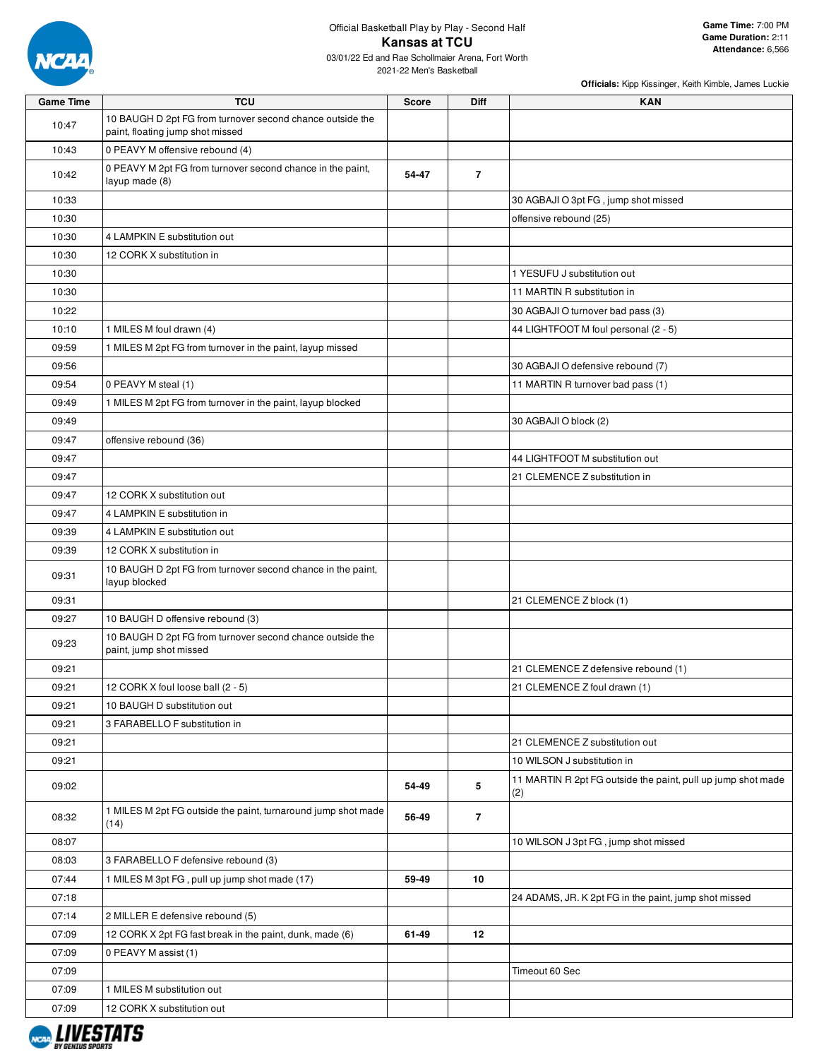Official Basketball Play by Play - Second Half

# Kansas at TCU

03/01/22 Ed and Rae Schollmaier Arena, Fort Worth
2021-22 Men's Basketball

**Game Time:** 7:00 PM
**Game Duration:** 2:11
**Attendance:** 6,566

**Officials:** Kipp Kissinger, Keith Kimble, James Luckie

| Game Time | TCU | Score | Diff | KAN |
|---|---|---|---|---|
| 10:47 | 10 BAUGH D 2pt FG from turnover second chance outside the paint, floating jump shot missed | | | |
| 10:43 | 0 PEAVY M offensive rebound (4) | | | |
| 10:42 | 0 PEAVY M 2pt FG from turnover second chance in the paint, layup made (8) | 54-47 | 7 | |
| 10:33 | | | | 30 AGBAJI O 3pt FG , jump shot missed |
| 10:30 | | | | offensive rebound (25) |
| 10:30 | 4 LAMPKIN E substitution out | | | |
| 10:30 | 12 CORK X substitution in | | | |
| 10:30 | | | | 1 YESUFU J substitution out |
| 10:30 | | | | 11 MARTIN R substitution in |
| 10:22 | | | | 30 AGBAJI O turnover bad pass (3) |
| 10:10 | 1 MILES M foul drawn (4) | | | 44 LIGHTFOOT M foul personal (2 - 5) |
| 09:59 | 1 MILES M 2pt FG from turnover in the paint, layup missed | | | |
| 09:56 | | | | 30 AGBAJI O defensive rebound (7) |
| 09:54 | 0 PEAVY M steal (1) | | | 11 MARTIN R turnover bad pass (1) |
| 09:49 | 1 MILES M 2pt FG from turnover in the paint, layup blocked | | | |
| 09:49 | | | | 30 AGBAJI O block (2) |
| 09:47 | offensive rebound (36) | | | |
| 09:47 | | | | 44 LIGHTFOOT M substitution out |
| 09:47 | | | | 21 CLEMENCE Z substitution in |
| 09:47 | 12 CORK X substitution out | | | |
| 09:47 | 4 LAMPKIN E substitution in | | | |
| 09:39 | 4 LAMPKIN E substitution out | | | |
| 09:39 | 12 CORK X substitution in | | | |
| 09:31 | 10 BAUGH D 2pt FG from turnover second chance in the paint, layup blocked | | | |
| 09:31 | | | | 21 CLEMENCE Z block (1) |
| 09:27 | 10 BAUGH D offensive rebound (3) | | | |
| 09:23 | 10 BAUGH D 2pt FG from turnover second chance outside the paint, jump shot missed | | | |
| 09:21 | | | | 21 CLEMENCE Z defensive rebound (1) |
| 09:21 | 12 CORK X foul loose ball (2 - 5) | | | 21 CLEMENCE Z foul drawn (1) |
| 09:21 | 10 BAUGH D substitution out | | | |
| 09:21 | 3 FARABELLO F substitution in | | | |
| 09:21 | | | | 21 CLEMENCE Z substitution out |
| 09:21 | | | | 10 WILSON J substitution in |
| 09:02 | | 54-49 | 5 | 11 MARTIN R 2pt FG outside the paint, pull up jump shot made (2) |
| 08:32 | 1 MILES M 2pt FG outside the paint, turnaround jump shot made (14) | 56-49 | 7 | |
| 08:07 | | | | 10 WILSON J 3pt FG , jump shot missed |
| 08:03 | 3 FARABELLO F defensive rebound (3) | | | |
| 07:44 | 1 MILES M 3pt FG , pull up jump shot made (17) | 59-49 | 10 | |
| 07:18 | | | | 24 ADAMS, JR. K 2pt FG in the paint, jump shot missed |
| 07:14 | 2 MILLER E defensive rebound (5) | | | |
| 07:09 | 12 CORK X 2pt FG fast break in the paint, dunk, made (6) | 61-49 | 12 | |
| 07:09 | 0 PEAVY M assist (1) | | | |
| 07:09 | | | | Timeout 60 Sec |
| 07:09 | 1 MILES M substitution out | | | |
| 07:09 | 12 CORK X substitution out | | | |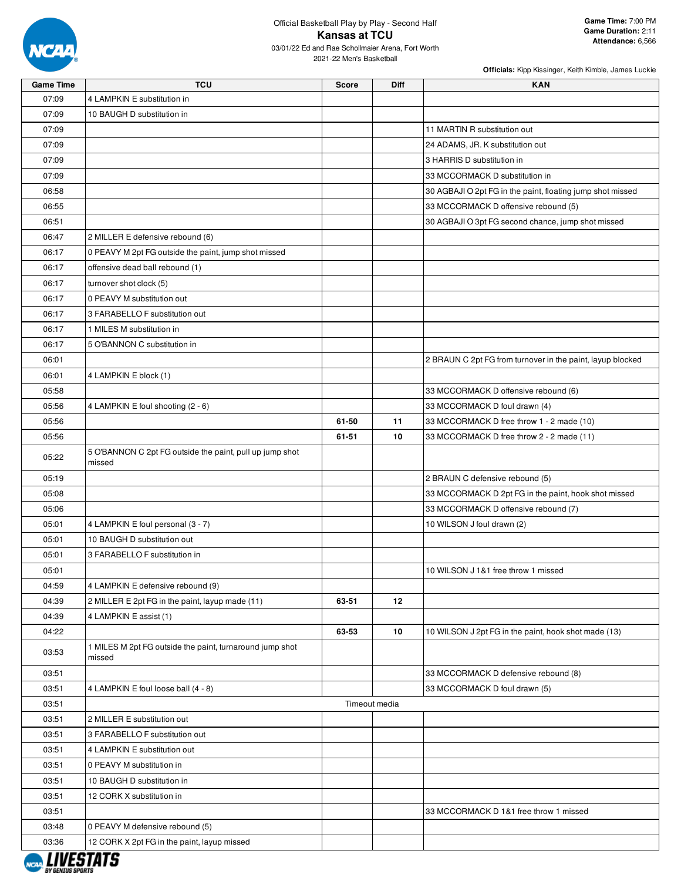Official Basketball Play by Play - Second Half

# Kansas at TCU

03/01/22 Ed and Rae Schollmaier Arena, Fort Worth
2021-22 Men's Basketball

**Game Time:** 7:00 PM
**Game Duration:** 2:11
**Attendance:** 6,566

**Officials:** Kipp Kissinger, Keith Kimble, James Luckie

| Game Time | TCU | Score | Diff | KAN |
|---|---|---|---|---|
| 07:09 | 4 LAMPKIN E substitution in | | | |
| 07:09 | 10 BAUGH D substitution in | | | |
| 07:09 | | | | 11 MARTIN R substitution out |
| 07:09 | | | | 24 ADAMS, JR. K substitution out |
| 07:09 | | | | 3 HARRIS D substitution in |
| 07:09 | | | | 33 MCCORMACK D substitution in |
| 06:58 | | | | 30 AGBAJI O 2pt FG in the paint, floating jump shot missed |
| 06:55 | | | | 33 MCCORMACK D offensive rebound (5) |
| 06:51 | | | | 30 AGBAJI O 3pt FG second chance, jump shot missed |
| 06:47 | 2 MILLER E defensive rebound (6) | | | |
| 06:17 | 0 PEAVY M 2pt FG outside the paint, jump shot missed | | | |
| 06:17 | offensive dead ball rebound (1) | | | |
| 06:17 | turnover shot clock (5) | | | |
| 06:17 | 0 PEAVY M substitution out | | | |
| 06:17 | 3 FARABELLO F substitution out | | | |
| 06:17 | 1 MILES M substitution in | | | |
| 06:17 | 5 O'BANNON C substitution in | | | |
| 06:01 | | | | 2 BRAUN C 2pt FG from turnover in the paint, layup blocked |
| 06:01 | 4 LAMPKIN E block (1) | | | |
| 05:58 | | | | 33 MCCORMACK D offensive rebound (6) |
| 05:56 | 4 LAMPKIN E foul shooting (2 - 6) | | | 33 MCCORMACK D foul drawn (4) |
| 05:56 | | 61-50 | 11 | 33 MCCORMACK D free throw 1 - 2 made (10) |
| 05:56 | | 61-51 | 10 | 33 MCCORMACK D free throw 2 - 2 made (11) |
| 05:22 | 5 O'BANNON C 2pt FG outside the paint, pull up jump shot missed | | | |
| 05:19 | | | | 2 BRAUN C defensive rebound (5) |
| 05:08 | | | | 33 MCCORMACK D 2pt FG in the paint, hook shot missed |
| 05:06 | | | | 33 MCCORMACK D offensive rebound (7) |
| 05:01 | 4 LAMPKIN E foul personal (3 - 7) | | | 10 WILSON J foul drawn (2) |
| 05:01 | 10 BAUGH D substitution out | | | |
| 05:01 | 3 FARABELLO F substitution in | | | |
| 05:01 | | | | 10 WILSON J 1&1 free throw 1 missed |
| 04:59 | 4 LAMPKIN E defensive rebound (9) | | | |
| 04:39 | 2 MILLER E 2pt FG in the paint, layup made (11) | 63-51 | 12 | |
| 04:39 | 4 LAMPKIN E assist (1) | | | |
| 04:22 | | 63-53 | 10 | 10 WILSON J 2pt FG in the paint, hook shot made (13) |
| 03:53 | 1 MILES M 2pt FG outside the paint, turnaround jump shot missed | | | |
| 03:51 | | | | 33 MCCORMACK D defensive rebound (8) |
| 03:51 | 4 LAMPKIN E foul loose ball (4 - 8) | | | 33 MCCORMACK D foul drawn (5) |
| 03:51 | Timeout media | | | |
| 03:51 | 2 MILLER E substitution out | | | |
| 03:51 | 3 FARABELLO F substitution out | | | |
| 03:51 | 4 LAMPKIN E substitution out | | | |
| 03:51 | 0 PEAVY M substitution in | | | |
| 03:51 | 10 BAUGH D substitution in | | | |
| 03:51 | 12 CORK X substitution in | | | |
| 03:51 | | | | 33 MCCORMACK D 1&1 free throw 1 missed |
| 03:48 | 0 PEAVY M defensive rebound (5) | | | |
| 03:36 | 12 CORK X 2pt FG in the paint, layup missed | | | |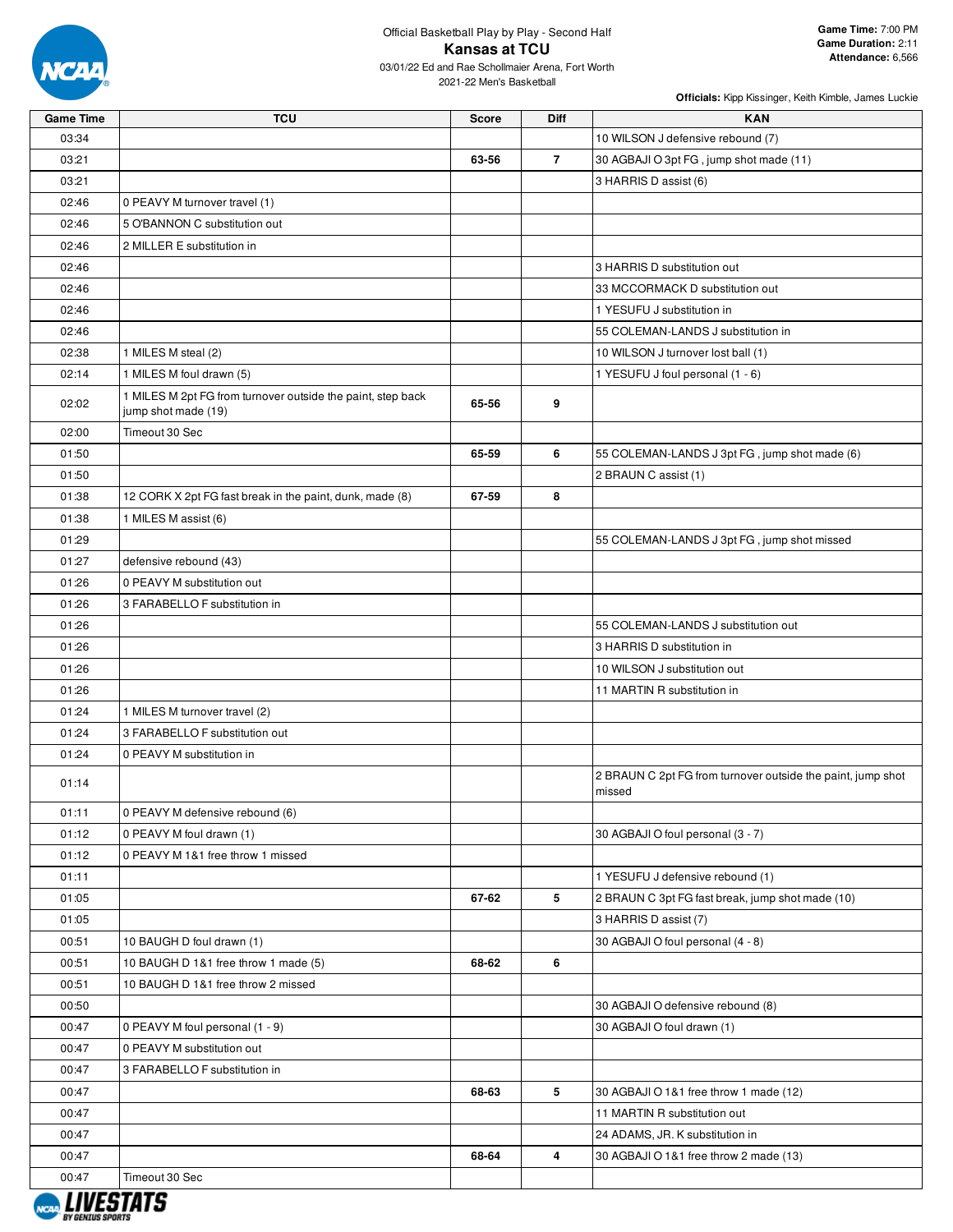Official Basketball Play by Play - Second Half

# Kansas at TCU

03/01/22 Ed and Rae Schollmaier Arena, Fort Worth
2021-22 Men's Basketball

**Game Time:** 7:00 PM
**Game Duration:** 2:11
**Attendance:** 6,566

**Officials:** Kipp Kissinger, Keith Kimble, James Luckie

| Game Time | TCU | Score | Diff | KAN |
|---|---|---|---|---|
| 03:34 | | | | 10 WILSON J defensive rebound (7) |
| 03:21 | | 63-56 | 7 | 30 AGBAJI O 3pt FG , jump shot made (11) |
| 03:21 | | | | 3 HARRIS D assist (6) |
| 02:46 | 0 PEAVY M turnover travel (1) | | | |
| 02:46 | 5 O'BANNON C substitution out | | | |
| 02:46 | 2 MILLER E substitution in | | | |
| 02:46 | | | | 3 HARRIS D substitution out |
| 02:46 | | | | 33 MCCORMACK D substitution out |
| 02:46 | | | | 1 YESUFU J substitution in |
| 02:46 | | | | 55 COLEMAN-LANDS J substitution in |
| 02:38 | 1 MILES M steal (2) | | | 10 WILSON J turnover lost ball (1) |
| 02:14 | 1 MILES M foul drawn (5) | | | 1 YESUFU J foul personal (1 - 6) |
| 02:02 | 1 MILES M 2pt FG from turnover outside the paint, step back jump shot made (19) | 65-56 | 9 | |
| 02:00 | Timeout 30 Sec | | | |
| 01:50 | | 65-59 | 6 | 55 COLEMAN-LANDS J 3pt FG , jump shot made (6) |
| 01:50 | | | | 2 BRAUN C assist (1) |
| 01:38 | 12 CORK X 2pt FG fast break in the paint, dunk, made (8) | 67-59 | 8 | |
| 01:38 | 1 MILES M assist (6) | | | |
| 01:29 | | | | 55 COLEMAN-LANDS J 3pt FG , jump shot missed |
| 01:27 | defensive rebound (43) | | | |
| 01:26 | 0 PEAVY M substitution out | | | |
| 01:26 | 3 FARABELLO F substitution in | | | |
| 01:26 | | | | 55 COLEMAN-LANDS J substitution out |
| 01:26 | | | | 3 HARRIS D substitution in |
| 01:26 | | | | 10 WILSON J substitution out |
| 01:26 | | | | 11 MARTIN R substitution in |
| 01:24 | 1 MILES M turnover travel (2) | | | |
| 01:24 | 3 FARABELLO F substitution out | | | |
| 01:24 | 0 PEAVY M substitution in | | | |
| 01:14 | | | | 2 BRAUN C 2pt FG from turnover outside the paint, jump shot missed |
| 01:11 | 0 PEAVY M defensive rebound (6) | | | |
| 01:12 | 0 PEAVY M foul drawn (1) | | | 30 AGBAJI O foul personal (3 - 7) |
| 01:12 | 0 PEAVY M 1&1 free throw 1 missed | | | |
| 01:11 | | | | 1 YESUFU J defensive rebound (1) |
| 01:05 | | 67-62 | 5 | 2 BRAUN C 3pt FG fast break, jump shot made (10) |
| 01:05 | | | | 3 HARRIS D assist (7) |
| 00:51 | 10 BAUGH D foul drawn (1) | | | 30 AGBAJI O foul personal (4 - 8) |
| 00:51 | 10 BAUGH D 1&1 free throw 1 made (5) | 68-62 | 6 | |
| 00:51 | 10 BAUGH D 1&1 free throw 2 missed | | | |
| 00:50 | | | | 30 AGBAJI O defensive rebound (8) |
| 00:47 | 0 PEAVY M foul personal (1 - 9) | | | 30 AGBAJI O foul drawn (1) |
| 00:47 | 0 PEAVY M substitution out | | | |
| 00:47 | 3 FARABELLO F substitution in | | | |
| 00:47 | | 68-63 | 5 | 30 AGBAJI O 1&1 free throw 1 made (12) |
| 00:47 | | | | 11 MARTIN R substitution out |
| 00:47 | | | | 24 ADAMS, JR. K substitution in |
| 00:47 | | 68-64 | 4 | 30 AGBAJI O 1&1 free throw 2 made (13) |
| 00:47 | Timeout 30 Sec | | | |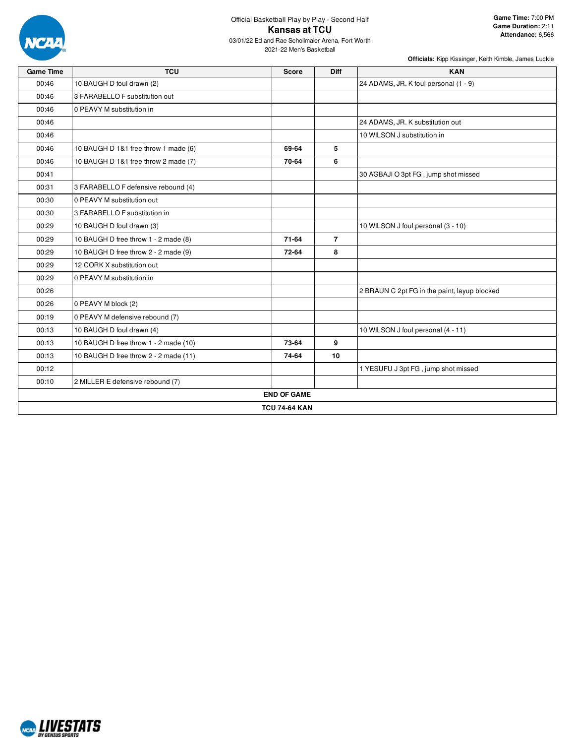Official Basketball Play by Play - Second Half

# Kansas at TCU

03/01/22 Ed and Rae Schollmaier Arena, Fort Worth

2021-22 Men's Basketball

**Game Time:** 7:00 PM
**Game Duration:** 2:11
**Attendance:** 6,566

**Officials:** Kipp Kissinger, Keith Kimble, James Luckie

| Game Time | TCU | Score | Diff | KAN |
|---|---|---|---|---|
| 00:46 | 10 BAUGH D foul drawn (2) | | | 24 ADAMS, JR. K foul personal (1 - 9) |
| 00:46 | 3 FARABELLO F substitution out | | | |
| 00:46 | 0 PEAVY M substitution in | | | |
| 00:46 | | | | 24 ADAMS, JR. K substitution out |
| 00:46 | | | | 10 WILSON J substitution in |
| 00:46 | 10 BAUGH D 1&1 free throw 1 made (6) | 69-64 | 5 | |
| 00:46 | 10 BAUGH D 1&1 free throw 2 made (7) | 70-64 | 6 | |
| 00:41 | | | | 30 AGBAJI O 3pt FG , jump shot missed |
| 00:31 | 3 FARABELLO F defensive rebound (4) | | | |
| 00:30 | 0 PEAVY M substitution out | | | |
| 00:30 | 3 FARABELLO F substitution in | | | |
| 00:29 | 10 BAUGH D foul drawn (3) | | | 10 WILSON J foul personal (3 - 10) |
| 00:29 | 10 BAUGH D free throw 1 - 2 made (8) | 71-64 | 7 | |
| 00:29 | 10 BAUGH D free throw 2 - 2 made (9) | 72-64 | 8 | |
| 00:29 | 12 CORK X substitution out | | | |
| 00:29 | 0 PEAVY M substitution in | | | |
| 00:26 | | | | 2 BRAUN C 2pt FG in the paint, layup blocked |
| 00:26 | 0 PEAVY M block (2) | | | |
| 00:19 | 0 PEAVY M defensive rebound (7) | | | |
| 00:13 | 10 BAUGH D foul drawn (4) | | | 10 WILSON J foul personal (4 - 11) |
| 00:13 | 10 BAUGH D free throw 1 - 2 made (10) | 73-64 | 9 | |
| 00:13 | 10 BAUGH D free throw 2 - 2 made (11) | 74-64 | 10 | |
| 00:12 | | | | 1 YESUFU J 3pt FG , jump shot missed |
| 00:10 | 2 MILLER E defensive rebound (7) | | | |
| **END OF GAME** | | | | |
| **TCU 74-64 KAN** | | | | |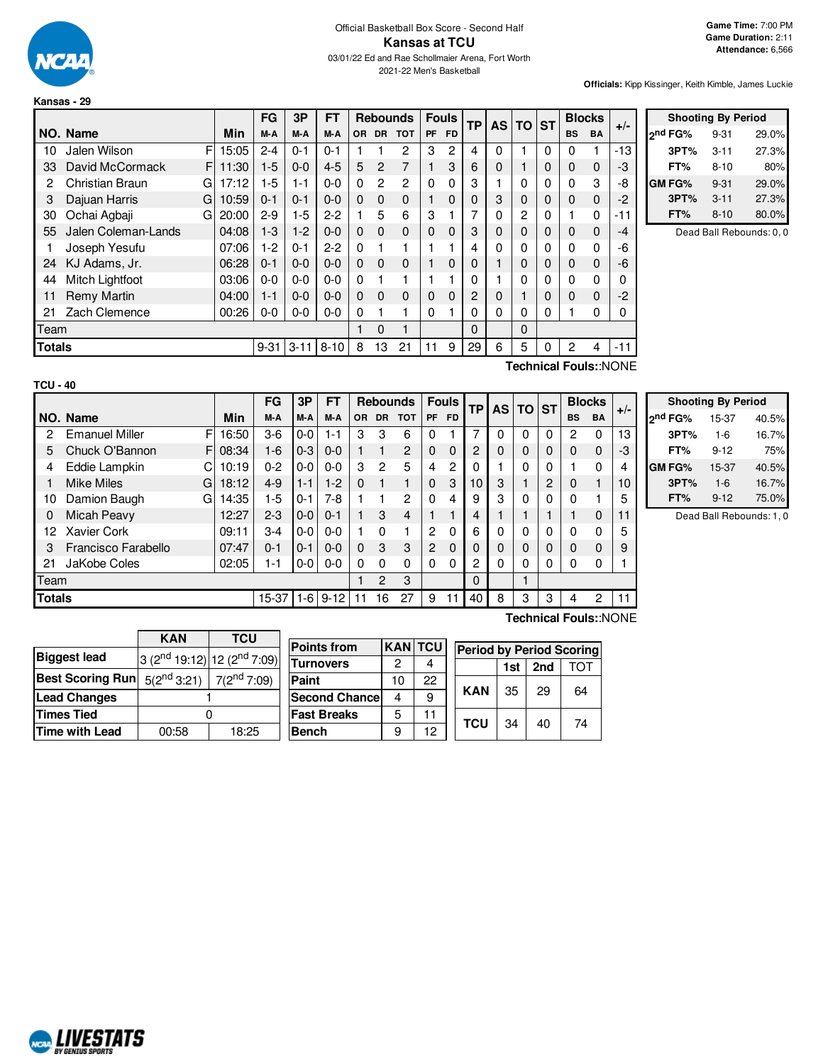Official Basketball Box Score - Second Half

# Kansas at TCU

03/01/22 Ed and Rae Schollmaier Arena, Fort Worth

2021-22 Men's Basketball

**Game Time:** 7:00 PM
**Game Duration:** 2:11
**Attendance:** 6,566

**Officials:** Kipp Kissinger, Keith Kimble, James Luckie

## Kansas - 29

| NO. | Name | | Min | FG M-A | 3P M-A | FT M-A | Rebounds OR | DR | TOT | Fouls PF | FD | TP | AS | TO | ST | Blocks BS | BA | +/- |
|---|---|---|---|---|---|---|---|---|---|---|---|---|---|---|---|---|---|---|
| 10 | Jalen Wilson | F | 15:05 | 2-4 | 0-1 | 0-1 | 1 | 1 | 2 | 3 | 2 | 4 | 0 | 1 | 0 | 0 | 1 | -13 |
| 33 | David McCormack | F | 11:30 | 1-5 | 0-0 | 4-5 | 5 | 2 | 7 | 1 | 3 | 6 | 0 | 1 | 0 | 0 | 0 | -3 |
| 2 | Christian Braun | G | 17:12 | 1-5 | 1-1 | 0-0 | 0 | 2 | 2 | 0 | 0 | 3 | 1 | 0 | 0 | 0 | 3 | -8 |
| 3 | Dajuan Harris | G | 10:59 | 0-1 | 0-1 | 0-0 | 0 | 0 | 0 | 1 | 0 | 0 | 3 | 0 | 0 | 0 | 0 | -2 |
| 30 | Ochai Agbaji | G | 20:00 | 2-9 | 1-5 | 2-2 | 1 | 5 | 6 | 3 | 1 | 7 | 0 | 2 | 0 | 1 | 0 | -11 |
| 55 | Jalen Coleman-Lands | | 04:08 | 1-3 | 1-2 | 0-0 | 0 | 0 | 0 | 0 | 0 | 3 | 0 | 0 | 0 | 0 | 0 | -4 |
| 1 | Joseph Yesufu | | 07:06 | 1-2 | 0-1 | 2-2 | 0 | 1 | 1 | 1 | 1 | 4 | 0 | 0 | 0 | 0 | 0 | -6 |
| 24 | KJ Adams, Jr. | | 06:28 | 0-1 | 0-0 | 0-0 | 0 | 0 | 0 | 1 | 0 | 0 | 1 | 0 | 0 | 0 | 0 | -6 |
| 44 | Mitch Lightfoot | | 03:06 | 0-0 | 0-0 | 0-0 | 0 | 1 | 1 | 1 | 1 | 0 | 1 | 0 | 0 | 0 | 0 | 0 |
| 11 | Remy Martin | | 04:00 | 1-1 | 0-0 | 0-0 | 0 | 0 | 0 | 0 | 0 | 2 | 0 | 1 | 0 | 0 | 0 | -2 |
| 21 | Zach Clemence | | 00:26 | 0-0 | 0-0 | 0-0 | 0 | 1 | 1 | 0 | 1 | 0 | 0 | 0 | 0 | 1 | 0 | 0 |
| Team | | | | | | | 1 | 0 | 1 | | | 0 | | 0 | | | | |
| **Totals** | | | | 9-31 | 3-11 | 8-10 | 8 | 13 | 21 | 11 | 9 | 29 | 6 | 5 | 0 | 2 | 4 | -11 |

Technical Fouls::NONE

| Shooting By Period | | |
|---|---|---|
| 2nd FG% | 9-31 | 29.0% |
| 3PT% | 3-11 | 27.3% |
| FT% | 8-10 | 80% |
| GM FG% | 9-31 | 29.0% |
| 3PT% | 3-11 | 27.3% |
| FT% | 8-10 | 80.0% |

Dead Ball Rebounds: 0, 0

## TCU - 40

| NO. | Name | | Min | FG M-A | 3P M-A | FT M-A | Rebounds OR | DR | TOT | Fouls PF | FD | TP | AS | TO | ST | Blocks BS | BA | +/- |
|---|---|---|---|---|---|---|---|---|---|---|---|---|---|---|---|---|---|---|
| 2 | Emanuel Miller | F | 16:50 | 3-6 | 0-0 | 1-1 | 3 | 3 | 6 | 0 | 1 | 7 | 0 | 0 | 0 | 2 | 0 | 13 |
| 5 | Chuck O'Bannon | F | 08:34 | 1-6 | 0-3 | 0-0 | 1 | 1 | 2 | 0 | 0 | 2 | 0 | 0 | 0 | 0 | 0 | -3 |
| 4 | Eddie Lampkin | C | 10:19 | 0-2 | 0-0 | 0-0 | 3 | 2 | 5 | 4 | 2 | 0 | 1 | 0 | 0 | 1 | 0 | 4 |
| 1 | Mike Miles | G | 18:12 | 4-9 | 1-1 | 1-2 | 0 | 1 | 1 | 0 | 3 | 10 | 3 | 1 | 2 | 0 | 1 | 10 |
| 10 | Damion Baugh | G | 14:35 | 1-5 | 0-1 | 7-8 | 1 | 1 | 2 | 0 | 4 | 9 | 3 | 0 | 0 | 0 | 1 | 5 |
| 0 | Micah Peavy | | 12:27 | 2-3 | 0-0 | 0-1 | 1 | 3 | 4 | 1 | 1 | 4 | 1 | 1 | 1 | 1 | 0 | 11 |
| 12 | Xavier Cork | | 09:11 | 3-4 | 0-0 | 0-0 | 1 | 0 | 1 | 2 | 0 | 6 | 0 | 0 | 0 | 0 | 0 | 5 |
| 3 | Francisco Farabello | | 07:47 | 0-1 | 0-1 | 0-0 | 0 | 3 | 3 | 2 | 0 | 0 | 0 | 0 | 0 | 0 | 0 | 9 |
| 21 | JaKobe Coles | | 02:05 | 1-1 | 0-0 | 0-0 | 0 | 0 | 0 | 0 | 0 | 2 | 0 | 0 | 0 | 0 | 0 | 1 |
| Team | | | | | | | 1 | 2 | 3 | | | 0 | | 1 | | | | |
| **Totals** | | | | 15-37 | 1-6 | 9-12 | 11 | 16 | 27 | 9 | 11 | 40 | 8 | 3 | 3 | 4 | 2 | 11 |

Technical Fouls::NONE

| Shooting By Period | | |
|---|---|---|
| 2nd FG% | 15-37 | 40.5% |
| 3PT% | 1-6 | 16.7% |
| FT% | 9-12 | 75% |
| GM FG% | 15-37 | 40.5% |
| 3PT% | 1-6 | 16.7% |
| FT% | 9-12 | 75.0% |

Dead Ball Rebounds: 1, 0

| | KAN | TCU |
|---|---|---|
| Biggest lead | 3 (2nd 19:12) | 12 (2nd 7:09) |
| Best Scoring Run | 5(2nd 3:21) | 7(2nd 7:09) |
| Lead Changes | 1 | |
| Times Tied | 0 | |
| Time with Lead | 00:58 | 18:25 |

| Points from | KAN | TCU |
|---|---|---|
| Turnovers | 2 | 4 |
| Paint | 10 | 22 |
| Second Chance | 4 | 9 |
| Fast Breaks | 5 | 11 |
| Bench | 9 | 12 |

| Period by Period Scoring | 1st | 2nd | TOT |
|---|---|---|---|
| KAN | 35 | 29 | 64 |
| TCU | 34 | 40 | 74 |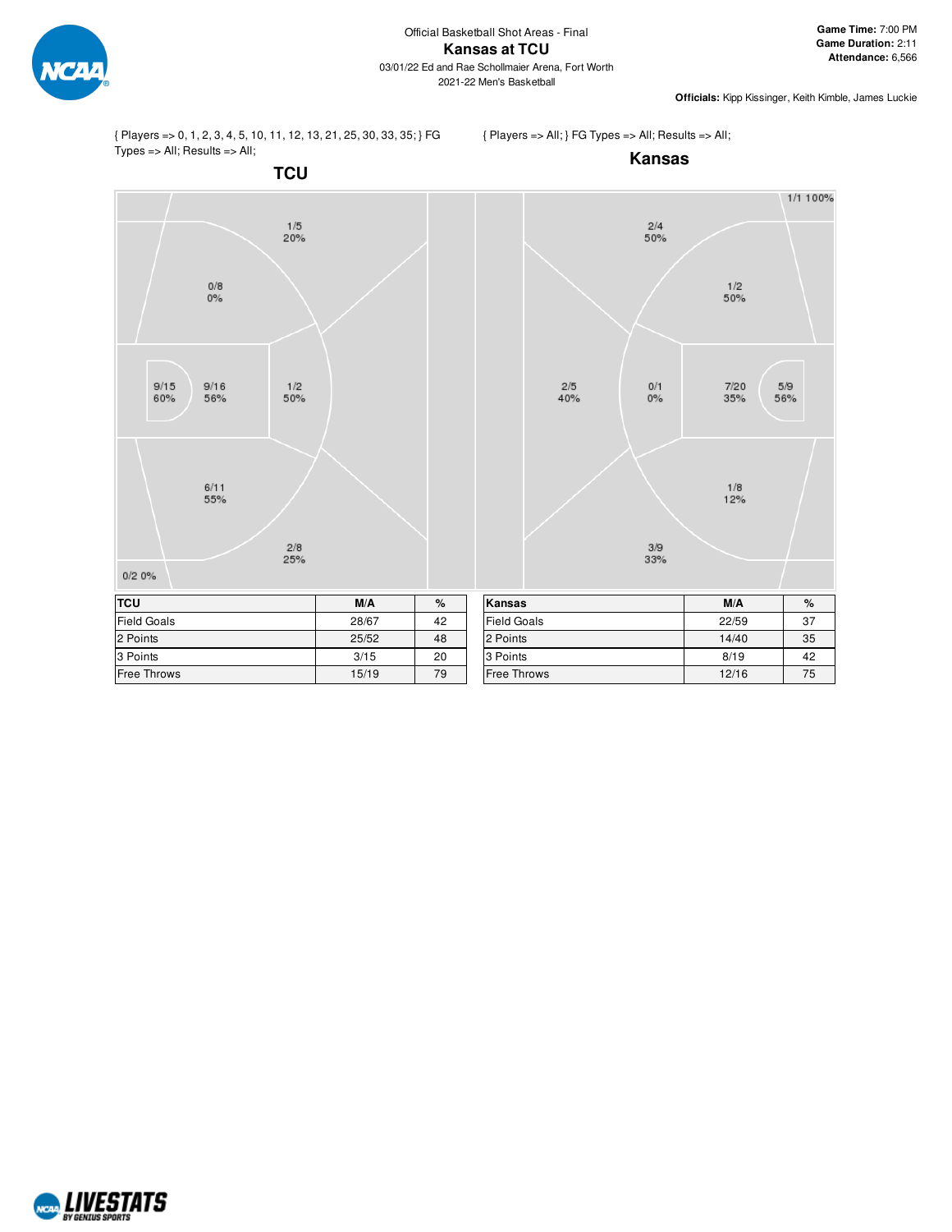Official Basketball Shot Areas - Final

# Kansas at TCU

03/01/22 Ed and Rae Schollmaier Arena, Fort Worth

2021-22 Men's Basketball

**Game Time:** 7:00 PM
**Game Duration:** 2:11
**Attendance:** 6,566

**Officials:** Kipp Kissinger, Keith Kimble, James Luckie

{ Players => 0, 1, 2, 3, 4, 5, 10, 11, 12, 13, 21, 25, 30, 33, 35; } FG Types => All; Results => All;

## TCU

1/5 20%
0/8 0%
9/15 60%
9/16 56%
1/2 50%
6/11 55%
2/8 25%
0/2 0%

{ Players => All; } FG Types => All; Results => All;

## Kansas

1/1 100%
2/4 50%
1/2 50%
2/5 40%
0/1 0%
7/20 35%
5/9 56%
1/8 12%
3/9 33%

| TCU | M/A | % |
|---|---|---|
| Field Goals | 28/67 | 42 |
| 2 Points | 25/52 | 48 |
| 3 Points | 3/15 | 20 |
| Free Throws | 15/19 | 79 |

| Kansas | M/A | % |
|---|---|---|
| Field Goals | 22/59 | 37 |
| 2 Points | 14/40 | 35 |
| 3 Points | 8/19 | 42 |
| Free Throws | 12/16 | 75 |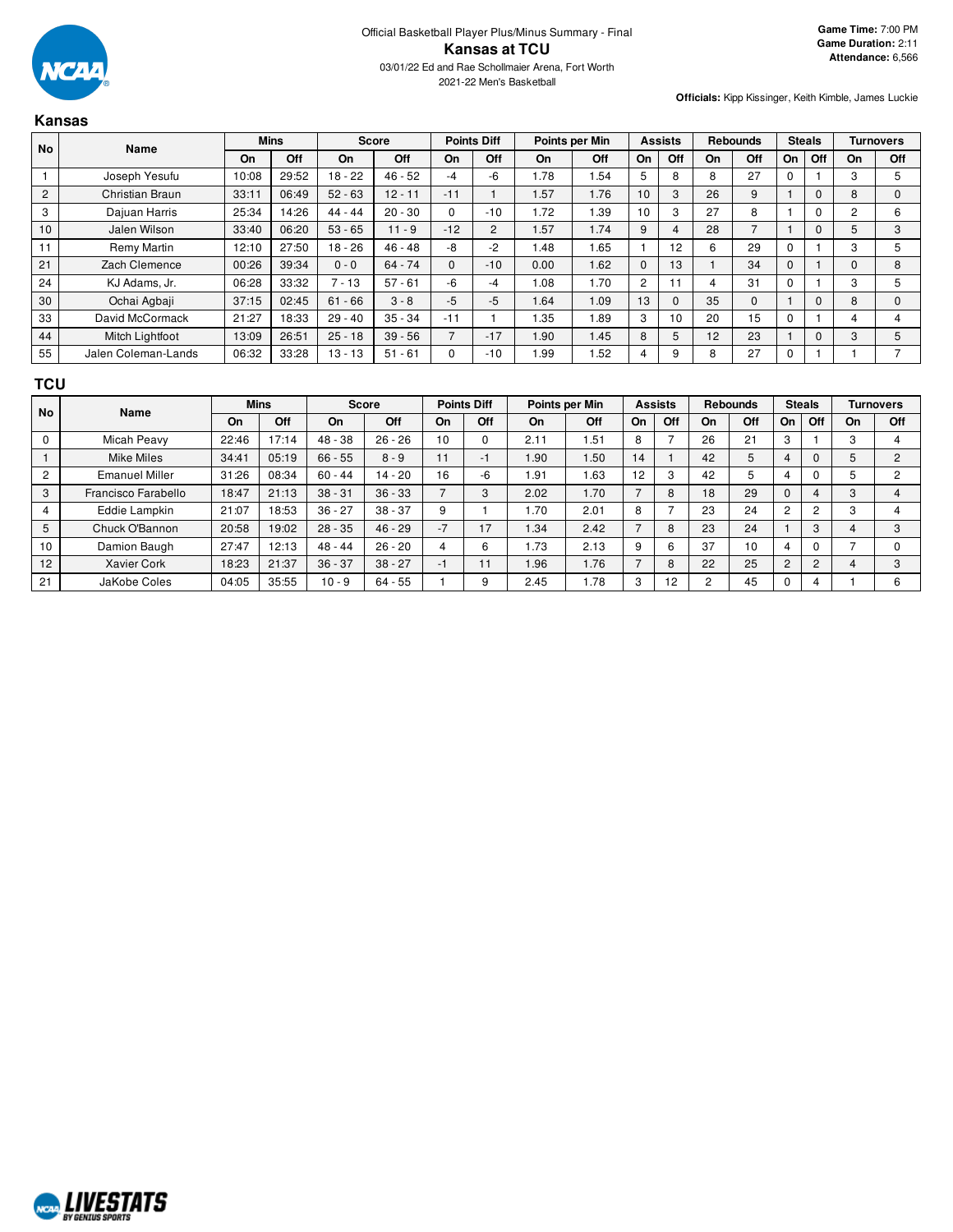Official Basketball Player Plus/Minus Summary - Final

# Kansas at TCU

03/01/22 Ed and Rae Schollmaier Arena, Fort Worth

2021-22 Men's Basketball

**Game Time:** 7:00 PM
**Game Duration:** 2:11
**Attendance:** 6,566

**Officials:** Kipp Kissinger, Keith Kimble, James Luckie

## Kansas

| No | Name | Mins | | Score | | Points Diff | | Points per Min | | Assists | | Rebounds | | Steals | | Turnovers | |
|---|---|---|---|---|---|---|---|---|---|---|---|---|---|---|---|---|---|
| | | On | Off | On | Off | On | Off | On | Off | On | Off | On | Off | On | Off | On | Off |
| 1 | Joseph Yesufu | 10:08 | 29:52 | 18 - 22 | 46 - 52 | -4 | -6 | 1.78 | 1.54 | 5 | 8 | 8 | 27 | 0 | 1 | 3 | 5 |
| 2 | Christian Braun | 33:11 | 06:49 | 52 - 63 | 12 - 11 | -11 | 1 | 1.57 | 1.76 | 10 | 3 | 26 | 9 | 1 | 0 | 8 | 0 |
| 3 | Dajuan Harris | 25:34 | 14:26 | 44 - 44 | 20 - 30 | 0 | -10 | 1.72 | 1.39 | 10 | 3 | 27 | 8 | 1 | 0 | 2 | 6 |
| 10 | Jalen Wilson | 33:40 | 06:20 | 53 - 65 | 11 - 9 | -12 | 2 | 1.57 | 1.74 | 9 | 4 | 28 | 7 | 1 | 0 | 5 | 3 |
| 11 | Remy Martin | 12:10 | 27:50 | 18 - 26 | 46 - 48 | -8 | -2 | 1.48 | 1.65 | 1 | 12 | 6 | 29 | 0 | 1 | 3 | 5 |
| 21 | Zach Clemence | 00:26 | 39:34 | 0 - 0 | 64 - 74 | 0 | -10 | 0.00 | 1.62 | 0 | 13 | 1 | 34 | 0 | 1 | 0 | 8 |
| 24 | KJ Adams, Jr. | 06:28 | 33:32 | 7 - 13 | 57 - 61 | -6 | -4 | 1.08 | 1.70 | 2 | 11 | 4 | 31 | 0 | 1 | 3 | 5 |
| 30 | Ochai Agbaji | 37:15 | 02:45 | 61 - 66 | 3 - 8 | -5 | -5 | 1.64 | 1.09 | 13 | 0 | 35 | 0 | 1 | 0 | 8 | 0 |
| 33 | David McCormack | 21:27 | 18:33 | 29 - 40 | 35 - 34 | -11 | 1 | 1.35 | 1.89 | 3 | 10 | 20 | 15 | 0 | 1 | 4 | 4 |
| 44 | Mitch Lightfoot | 13:09 | 26:51 | 25 - 18 | 39 - 56 | 7 | -17 | 1.90 | 1.45 | 8 | 5 | 12 | 23 | 1 | 0 | 3 | 5 |
| 55 | Jalen Coleman-Lands | 06:32 | 33:28 | 13 - 13 | 51 - 61 | 0 | -10 | 1.99 | 1.52 | 4 | 9 | 8 | 27 | 0 | 1 | 1 | 7 |

## TCU

| No | Name | Mins | | Score | | Points Diff | | Points per Min | | Assists | | Rebounds | | Steals | | Turnovers | |
|---|---|---|---|---|---|---|---|---|---|---|---|---|---|---|---|---|---|
| | | On | Off | On | Off | On | Off | On | Off | On | Off | On | Off | On | Off | On | Off |
| 0 | Micah Peavy | 22:46 | 17:14 | 48 - 38 | 26 - 26 | 10 | 0 | 2.11 | 1.51 | 8 | 7 | 26 | 21 | 3 | 1 | 3 | 4 |
| 1 | Mike Miles | 34:41 | 05:19 | 66 - 55 | 8 - 9 | 11 | -1 | 1.90 | 1.50 | 14 | 1 | 42 | 5 | 4 | 0 | 5 | 2 |
| 2 | Emanuel Miller | 31:26 | 08:34 | 60 - 44 | 14 - 20 | 16 | -6 | 1.91 | 1.63 | 12 | 3 | 42 | 5 | 4 | 0 | 5 | 2 |
| 3 | Francisco Farabello | 18:47 | 21:13 | 38 - 31 | 36 - 33 | 7 | 3 | 2.02 | 1.70 | 7 | 8 | 18 | 29 | 0 | 4 | 3 | 4 |
| 4 | Eddie Lampkin | 21:07 | 18:53 | 36 - 27 | 38 - 37 | 9 | 1 | 1.70 | 2.01 | 8 | 7 | 23 | 24 | 2 | 2 | 3 | 4 |
| 5 | Chuck O'Bannon | 20:58 | 19:02 | 28 - 35 | 46 - 29 | -7 | 17 | 1.34 | 2.42 | 7 | 8 | 23 | 24 | 1 | 3 | 4 | 3 |
| 10 | Damion Baugh | 27:47 | 12:13 | 48 - 44 | 26 - 20 | 4 | 6 | 1.73 | 2.13 | 9 | 6 | 37 | 10 | 4 | 0 | 7 | 0 |
| 12 | Xavier Cork | 18:23 | 21:37 | 36 - 37 | 38 - 27 | -1 | 11 | 1.96 | 1.76 | 7 | 8 | 22 | 25 | 2 | 2 | 4 | 3 |
| 21 | JaKobe Coles | 04:05 | 35:55 | 10 - 9 | 64 - 55 | 1 | 9 | 2.45 | 1.78 | 3 | 12 | 2 | 45 | 0 | 4 | 1 | 6 |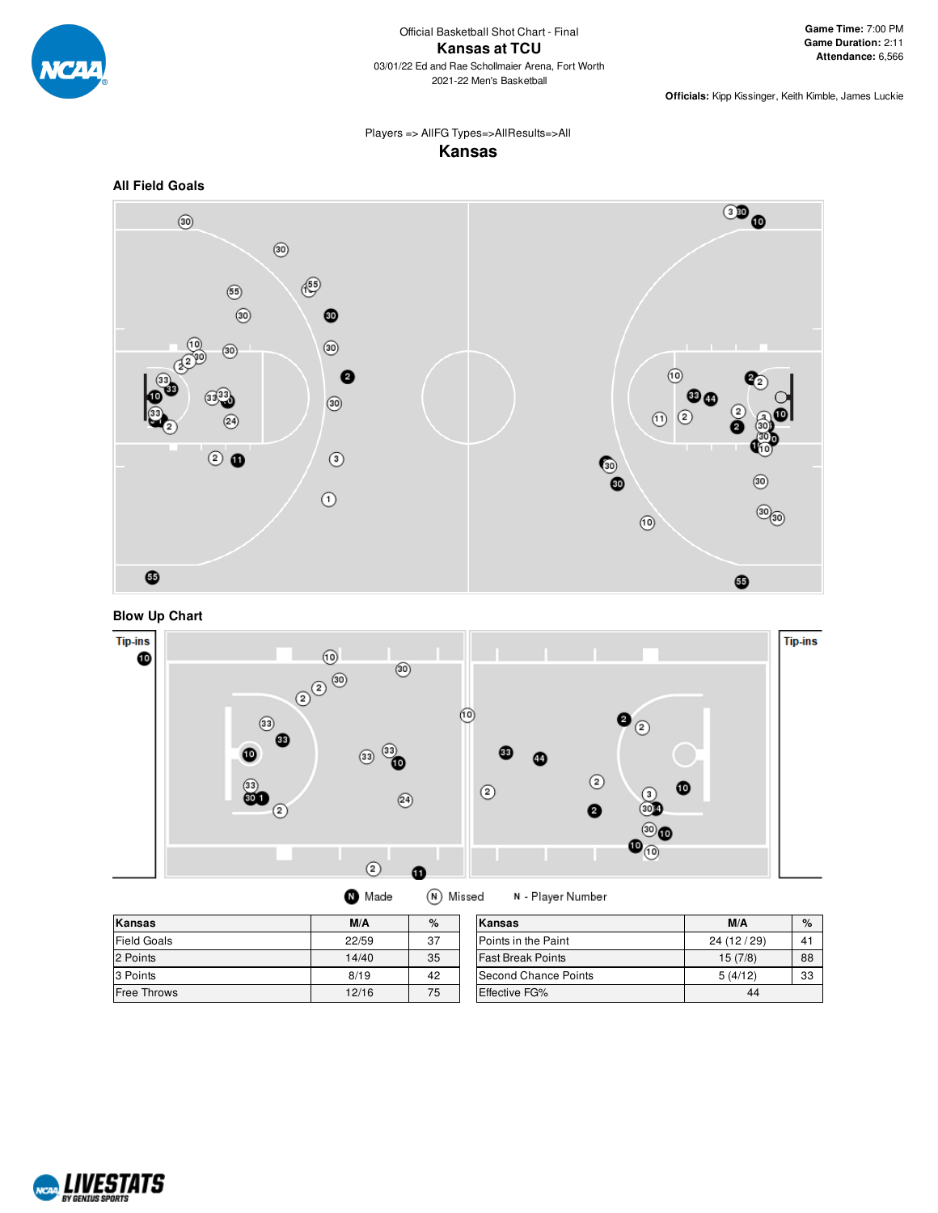Official Basketball Shot Chart - Final

# Kansas at TCU

03/01/22 Ed and Rae Schollmaier Arena, Fort Worth

2021-22 Men's Basketball

**Game Time:** 7:00 PM
**Game Duration:** 2:11
**Attendance:** 6,566

**Officials:** Kipp Kissinger, Keith Kimble, James Luckie

Players => AllFG Types=>AllResults=>All

## Kansas

### All Field Goals

### Blow Up Chart

Tip-ins

Tip-ins

Made   Missed   N - Player Number

| Kansas | M/A | % |
|---|---|---|
| Field Goals | 22/59 | 37 |
| 2 Points | 14/40 | 35 |
| 3 Points | 8/19 | 42 |
| Free Throws | 12/16 | 75 |

| Kansas | M/A | % |
|---|---|---|
| Points in the Paint | 24 (12 / 29) | 41 |
| Fast Break Points | 15 (7/8) | 88 |
| Second Chance Points | 5 (4/12) | 33 |
| Effective FG% | 44 | |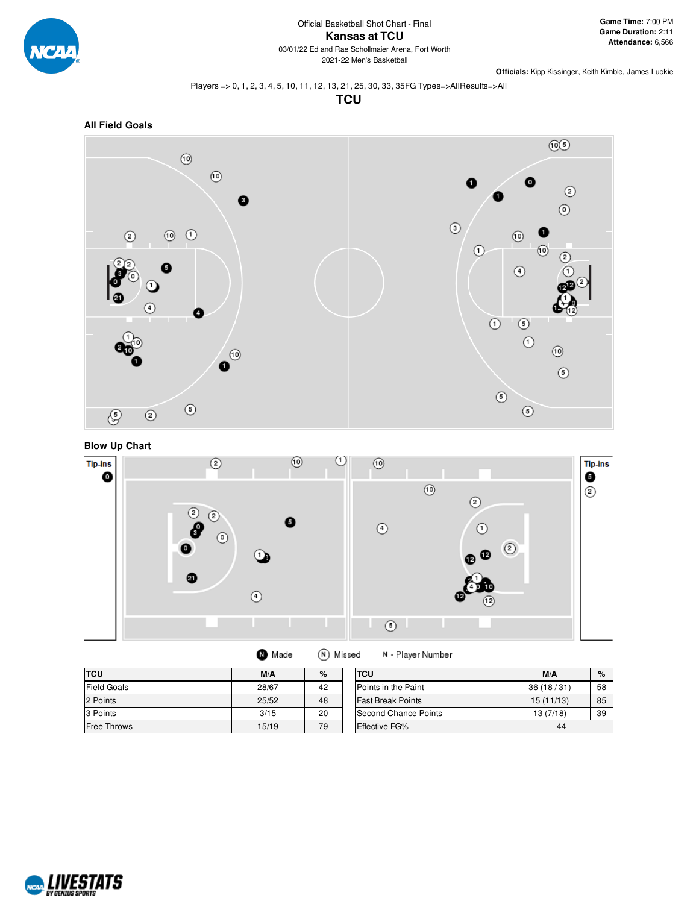Official Basketball Shot Chart - Final

# Kansas at TCU

03/01/22 Ed and Rae Schollmaier Arena, Fort Worth

2021-22 Men's Basketball

**Game Time:** 7:00 PM
**Game Duration:** 2:11
**Attendance:** 6,566

**Officials:** Kipp Kissinger, Keith Kimble, James Luckie

Players => 0, 1, 2, 3, 4, 5, 10, 11, 12, 13, 21, 25, 30, 33, 35FG Types=>AllResults=>All

## TCU

### All Field Goals

### Blow Up Chart

Tip-ins

Tip-ins

Made  Missed  N - Player Number

| TCU | M/A | % |
|---|---|---|
| Field Goals | 28/67 | 42 |
| 2 Points | 25/52 | 48 |
| 3 Points | 3/15 | 20 |
| Free Throws | 15/19 | 79 |

| TCU | M/A | % |
|---|---|---|
| Points in the Paint | 36 (18 / 31) | 58 |
| Fast Break Points | 15 (11/13) | 85 |
| Second Chance Points | 13 (7/18) | 39 |
| Effective FG% | 44 | |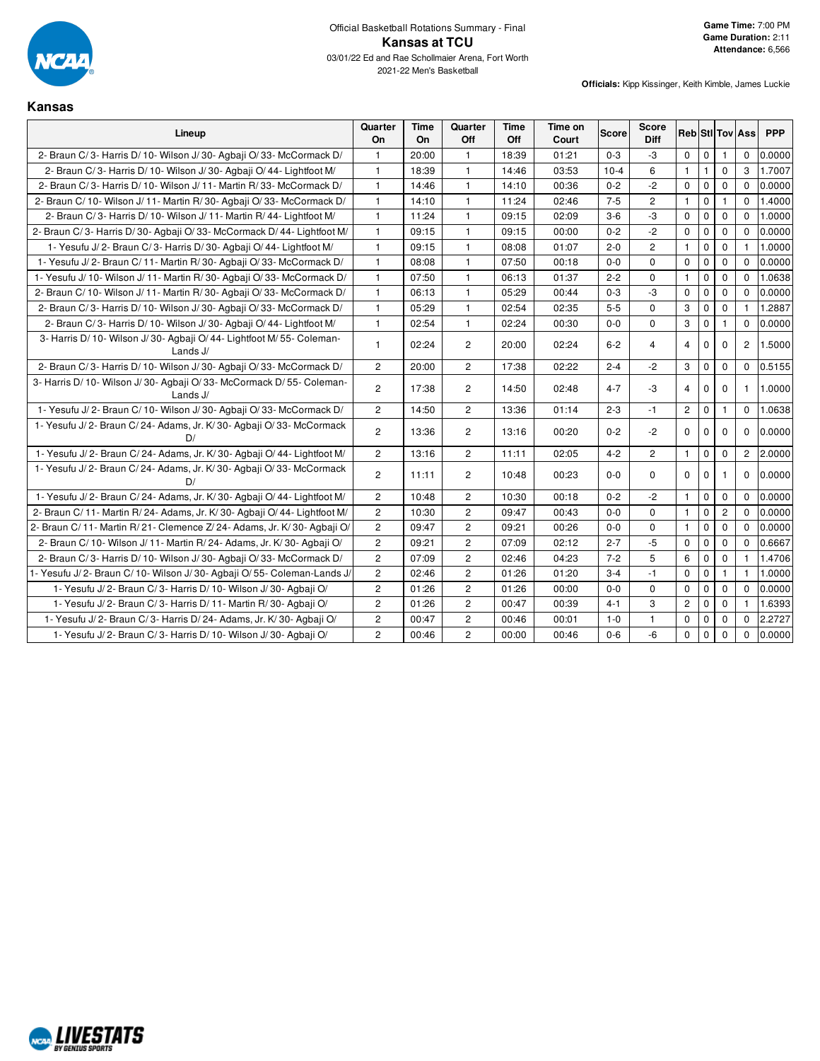Official Basketball Rotations Summary - Final

# Kansas at TCU

03/01/22 Ed and Rae Schollmaier Arena, Fort Worth

2021-22 Men's Basketball

**Game Time:** 7:00 PM
**Game Duration:** 2:11
**Attendance:** 6,566

**Officials:** Kipp Kissinger, Keith Kimble, James Luckie

## Kansas

| Lineup | Quarter On | Time On | Quarter Off | Time Off | Time on Court | Score | Score Diff | Reb | Stl | Tov | Ass | PPP |
|---|---|---|---|---|---|---|---|---|---|---|---|---|
| 2- Braun C/ 3- Harris D/ 10- Wilson J/ 30- Agbaji O/ 33- McCormack D/ | 1 | 20:00 | 1 | 18:39 | 01:21 | 0-3 | -3 | 0 | 0 | 1 | 0 | 0.0000 |
| 2- Braun C/ 3- Harris D/ 10- Wilson J/ 30- Agbaji O/ 44- Lightfoot M/ | 1 | 18:39 | 1 | 14:46 | 03:53 | 10-4 | 6 | 1 | 1 | 0 | 3 | 1.7007 |
| 2- Braun C/ 3- Harris D/ 10- Wilson J/ 11- Martin R/ 33- McCormack D/ | 1 | 14:46 | 1 | 14:10 | 00:36 | 0-2 | -2 | 0 | 0 | 0 | 0 | 0.0000 |
| 2- Braun C/ 10- Wilson J/ 11- Martin R/ 30- Agbaji O/ 33- McCormack D/ | 1 | 14:10 | 1 | 11:24 | 02:46 | 7-5 | 2 | 1 | 0 | 1 | 0 | 1.4000 |
| 2- Braun C/ 3- Harris D/ 10- Wilson J/ 11- Martin R/ 44- Lightfoot M/ | 1 | 11:24 | 1 | 09:15 | 02:09 | 3-6 | -3 | 0 | 0 | 0 | 0 | 1.0000 |
| 2- Braun C/ 3- Harris D/ 30- Agbaji O/ 33- McCormack D/ 44- Lightfoot M/ | 1 | 09:15 | 1 | 09:15 | 00:00 | 0-2 | -2 | 0 | 0 | 0 | 0 | 0.0000 |
| 1- Yesufu J/ 2- Braun C/ 3- Harris D/ 30- Agbaji O/ 44- Lightfoot M/ | 1 | 09:15 | 1 | 08:08 | 01:07 | 2-0 | 2 | 1 | 0 | 0 | 1 | 1.0000 |
| 1- Yesufu J/ 2- Braun C/ 11- Martin R/ 30- Agbaji O/ 33- McCormack D/ | 1 | 08:08 | 1 | 07:50 | 00:18 | 0-0 | 0 | 0 | 0 | 0 | 0 | 0.0000 |
| 1- Yesufu J/ 10- Wilson J/ 11- Martin R/ 30- Agbaji O/ 33- McCormack D/ | 1 | 07:50 | 1 | 06:13 | 01:37 | 2-2 | 0 | 1 | 0 | 0 | 0 | 1.0638 |
| 2- Braun C/ 10- Wilson J/ 11- Martin R/ 30- Agbaji O/ 33- McCormack D/ | 1 | 06:13 | 1 | 05:29 | 00:44 | 0-3 | -3 | 0 | 0 | 0 | 0 | 0.0000 |
| 2- Braun C/ 3- Harris D/ 10- Wilson J/ 30- Agbaji O/ 33- McCormack D/ | 1 | 05:29 | 1 | 02:54 | 02:35 | 5-5 | 0 | 3 | 0 | 0 | 1 | 1.2887 |
| 2- Braun C/ 3- Harris D/ 10- Wilson J/ 30- Agbaji O/ 44- Lightfoot M/ | 1 | 02:54 | 1 | 02:24 | 00:30 | 0-0 | 0 | 3 | 0 | 1 | 0 | 0.0000 |
| 3- Harris D/ 10- Wilson J/ 30- Agbaji O/ 44- Lightfoot M/ 55- Coleman-Lands J/ | 1 | 02:24 | 2 | 20:00 | 02:24 | 6-2 | 4 | 4 | 0 | 0 | 2 | 1.5000 |
| 2- Braun C/ 3- Harris D/ 10- Wilson J/ 30- Agbaji O/ 33- McCormack D/ | 2 | 20:00 | 2 | 17:38 | 02:22 | 2-4 | -2 | 3 | 0 | 0 | 0 | 0.5155 |
| 3- Harris D/ 10- Wilson J/ 30- Agbaji O/ 33- McCormack D/ 55- Coleman-Lands J/ | 2 | 17:38 | 2 | 14:50 | 02:48 | 4-7 | -3 | 4 | 0 | 0 | 1 | 1.0000 |
| 1- Yesufu J/ 2- Braun C/ 10- Wilson J/ 30- Agbaji O/ 33- McCormack D/ | 2 | 14:50 | 2 | 13:36 | 01:14 | 2-3 | -1 | 2 | 0 | 1 | 0 | 1.0638 |
| 1- Yesufu J/ 2- Braun C/ 24- Adams, Jr. K/ 30- Agbaji O/ 33- McCormack D/ | 2 | 13:36 | 2 | 13:16 | 00:20 | 0-2 | -2 | 0 | 0 | 0 | 0 | 0.0000 |
| 1- Yesufu J/ 2- Braun C/ 24- Adams, Jr. K/ 30- Agbaji O/ 44- Lightfoot M/ | 2 | 13:16 | 2 | 11:11 | 02:05 | 4-2 | 2 | 1 | 0 | 0 | 2 | 2.0000 |
| 1- Yesufu J/ 2- Braun C/ 24- Adams, Jr. K/ 30- Agbaji O/ 33- McCormack D/ | 2 | 11:11 | 2 | 10:48 | 00:23 | 0-0 | 0 | 0 | 0 | 1 | 0 | 0.0000 |
| 1- Yesufu J/ 2- Braun C/ 24- Adams, Jr. K/ 30- Agbaji O/ 44- Lightfoot M/ | 2 | 10:48 | 2 | 10:30 | 00:18 | 0-2 | -2 | 1 | 0 | 0 | 0 | 0.0000 |
| 2- Braun C/ 11- Martin R/ 24- Adams, Jr. K/ 30- Agbaji O/ 44- Lightfoot M/ | 2 | 10:30 | 2 | 09:47 | 00:43 | 0-0 | 0 | 1 | 0 | 2 | 0 | 0.0000 |
| 2- Braun C/ 11- Martin R/ 21- Clemence Z/ 24- Adams, Jr. K/ 30- Agbaji O/ | 2 | 09:47 | 2 | 09:21 | 00:26 | 0-0 | 0 | 1 | 0 | 0 | 0 | 0.0000 |
| 2- Braun C/ 10- Wilson J/ 11- Martin R/ 24- Adams, Jr. K/ 30- Agbaji O/ | 2 | 09:21 | 2 | 07:09 | 02:12 | 2-7 | -5 | 0 | 0 | 0 | 0 | 0.6667 |
| 2- Braun C/ 3- Harris D/ 10- Wilson J/ 30- Agbaji O/ 33- McCormack D/ | 2 | 07:09 | 2 | 02:46 | 04:23 | 7-2 | 5 | 6 | 0 | 0 | 1 | 1.4706 |
| 1- Yesufu J/ 2- Braun C/ 10- Wilson J/ 30- Agbaji O/ 55- Coleman-Lands J/ | 2 | 02:46 | 2 | 01:26 | 01:20 | 3-4 | -1 | 0 | 0 | 1 | 1 | 1.0000 |
| 1- Yesufu J/ 2- Braun C/ 3- Harris D/ 10- Wilson J/ 30- Agbaji O/ | 2 | 01:26 | 2 | 01:26 | 00:00 | 0-0 | 0 | 0 | 0 | 0 | 0 | 0.0000 |
| 1- Yesufu J/ 2- Braun C/ 3- Harris D/ 11- Martin R/ 30- Agbaji O/ | 2 | 01:26 | 2 | 00:47 | 00:39 | 4-1 | 3 | 2 | 0 | 0 | 1 | 1.6393 |
| 1- Yesufu J/ 2- Braun C/ 3- Harris D/ 24- Adams, Jr. K/ 30- Agbaji O/ | 2 | 00:47 | 2 | 00:46 | 00:01 | 1-0 | 1 | 0 | 0 | 0 | 0 | 2.2727 |
| 1- Yesufu J/ 2- Braun C/ 3- Harris D/ 10- Wilson J/ 30- Agbaji O/ | 2 | 00:46 | 2 | 00:00 | 00:46 | 0-6 | -6 | 0 | 0 | 0 | 0 | 0.0000 |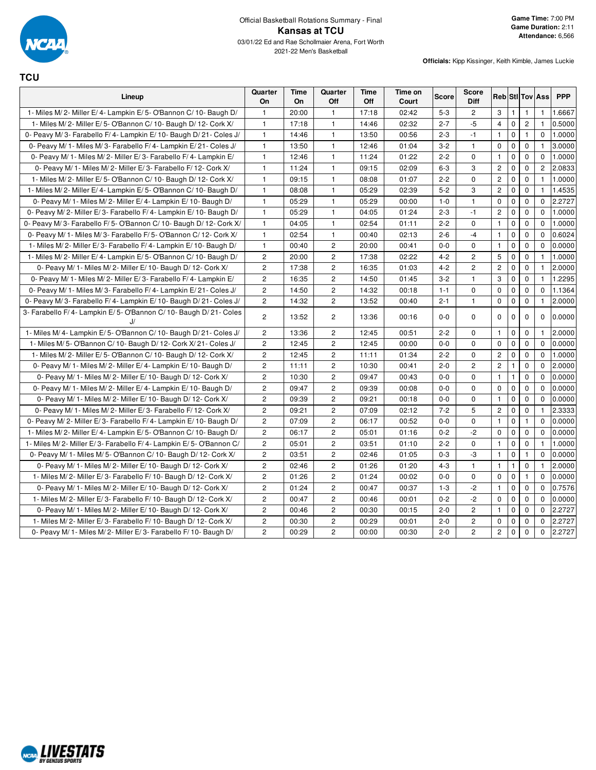Official Basketball Rotations Summary - Final

# Kansas at TCU

03/01/22 Ed and Rae Schollmaier Arena, Fort Worth

2021-22 Men's Basketball

**Game Time:** 7:00 PM
**Game Duration:** 2:11
**Attendance:** 6,566

**Officials:** Kipp Kissinger, Keith Kimble, James Luckie

## TCU

| Lineup | Quarter On | Time On | Quarter Off | Time Off | Time on Court | Score | Score Diff | Reb | Stl | Tov | Ass | PPP |
|---|---|---|---|---|---|---|---|---|---|---|---|---|
| 1- Miles M/ 2- Miller E/ 4- Lampkin E/ 5- O'Bannon C/ 10- Baugh D/ | 1 | 20:00 | 1 | 17:18 | 02:42 | 5-3 | 2 | 3 | 1 | 1 | 1 | 1.6667 |
| 1- Miles M/ 2- Miller E/ 5- O'Bannon C/ 10- Baugh D/ 12- Cork X/ | 1 | 17:18 | 1 | 14:46 | 02:32 | 2-7 | -5 | 4 | 0 | 2 | 1 | 0.5000 |
| 0- Peavy M/ 3- Farabello F/ 4- Lampkin E/ 10- Baugh D/ 21- Coles J/ | 1 | 14:46 | 1 | 13:50 | 00:56 | 2-3 | -1 | 1 | 0 | 1 | 0 | 1.0000 |
| 0- Peavy M/ 1- Miles M/ 3- Farabello F/ 4- Lampkin E/ 21- Coles J/ | 1 | 13:50 | 1 | 12:46 | 01:04 | 3-2 | 1 | 0 | 0 | 0 | 1 | 3.0000 |
| 0- Peavy M/ 1- Miles M/ 2- Miller E/ 3- Farabello F/ 4- Lampkin E/ | 1 | 12:46 | 1 | 11:24 | 01:22 | 2-2 | 0 | 1 | 0 | 0 | 0 | 1.0000 |
| 0- Peavy M/ 1- Miles M/ 2- Miller E/ 3- Farabello F/ 12- Cork X/ | 1 | 11:24 | 1 | 09:15 | 02:09 | 6-3 | 3 | 2 | 0 | 0 | 2 | 2.0833 |
| 1- Miles M/ 2- Miller E/ 5- O'Bannon C/ 10- Baugh D/ 12- Cork X/ | 1 | 09:15 | 1 | 08:08 | 01:07 | 2-2 | 0 | 2 | 0 | 0 | 1 | 1.0000 |
| 1- Miles M/ 2- Miller E/ 4- Lampkin E/ 5- O'Bannon C/ 10- Baugh D/ | 1 | 08:08 | 1 | 05:29 | 02:39 | 5-2 | 3 | 2 | 0 | 0 | 1 | 1.4535 |
| 0- Peavy M/ 1- Miles M/ 2- Miller E/ 4- Lampkin E/ 10- Baugh D/ | 1 | 05:29 | 1 | 05:29 | 00:00 | 1-0 | 1 | 0 | 0 | 0 | 0 | 2.2727 |
| 0- Peavy M/ 2- Miller E/ 3- Farabello F/ 4- Lampkin E/ 10- Baugh D/ | 1 | 05:29 | 1 | 04:05 | 01:24 | 2-3 | -1 | 2 | 0 | 0 | 0 | 1.0000 |
| 0- Peavy M/ 3- Farabello F/ 5- O'Bannon C/ 10- Baugh D/ 12- Cork X/ | 1 | 04:05 | 1 | 02:54 | 01:11 | 2-2 | 0 | 1 | 0 | 0 | 0 | 1.0000 |
| 0- Peavy M/ 1- Miles M/ 3- Farabello F/ 5- O'Bannon C/ 12- Cork X/ | 1 | 02:54 | 1 | 00:40 | 02:13 | 2-6 | -4 | 1 | 0 | 0 | 0 | 0.6024 |
| 1- Miles M/ 2- Miller E/ 3- Farabello F/ 4- Lampkin E/ 10- Baugh D/ | 1 | 00:40 | 2 | 20:00 | 00:41 | 0-0 | 0 | 1 | 0 | 0 | 0 | 0.0000 |
| 1- Miles M/ 2- Miller E/ 4- Lampkin E/ 5- O'Bannon C/ 10- Baugh D/ | 2 | 20:00 | 2 | 17:38 | 02:22 | 4-2 | 2 | 5 | 0 | 0 | 1 | 1.0000 |
| 0- Peavy M/ 1- Miles M/ 2- Miller E/ 10- Baugh D/ 12- Cork X/ | 2 | 17:38 | 2 | 16:35 | 01:03 | 4-2 | 2 | 2 | 0 | 0 | 1 | 2.0000 |
| 0- Peavy M/ 1- Miles M/ 2- Miller E/ 3- Farabello F/ 4- Lampkin E/ | 2 | 16:35 | 2 | 14:50 | 01:45 | 3-2 | 1 | 3 | 0 | 0 | 1 | 1.2295 |
| 0- Peavy M/ 1- Miles M/ 3- Farabello F/ 4- Lampkin E/ 21- Coles J/ | 2 | 14:50 | 2 | 14:32 | 00:18 | 1-1 | 0 | 0 | 0 | 0 | 0 | 1.1364 |
| 0- Peavy M/ 3- Farabello F/ 4- Lampkin E/ 10- Baugh D/ 21- Coles J/ | 2 | 14:32 | 2 | 13:52 | 00:40 | 2-1 | 1 | 0 | 0 | 0 | 1 | 2.0000 |
| 3- Farabello F/ 4- Lampkin E/ 5- O'Bannon C/ 10- Baugh D/ 21- Coles J/ | 2 | 13:52 | 2 | 13:36 | 00:16 | 0-0 | 0 | 0 | 0 | 0 | 0 | 0.0000 |
| 1- Miles M/ 4- Lampkin E/ 5- O'Bannon C/ 10- Baugh D/ 21- Coles J/ | 2 | 13:36 | 2 | 12:45 | 00:51 | 2-2 | 0 | 1 | 0 | 0 | 1 | 2.0000 |
| 1- Miles M/ 5- O'Bannon C/ 10- Baugh D/ 12- Cork X/ 21- Coles J/ | 2 | 12:45 | 2 | 12:45 | 00:00 | 0-0 | 0 | 0 | 0 | 0 | 0 | 0.0000 |
| 1- Miles M/ 2- Miller E/ 5- O'Bannon C/ 10- Baugh D/ 12- Cork X/ | 2 | 12:45 | 2 | 11:11 | 01:34 | 2-2 | 0 | 2 | 0 | 0 | 0 | 1.0000 |
| 0- Peavy M/ 1- Miles M/ 2- Miller E/ 4- Lampkin E/ 10- Baugh D/ | 2 | 11:11 | 2 | 10:30 | 00:41 | 2-0 | 2 | 2 | 1 | 0 | 0 | 2.0000 |
| 0- Peavy M/ 1- Miles M/ 2- Miller E/ 10- Baugh D/ 12- Cork X/ | 2 | 10:30 | 2 | 09:47 | 00:43 | 0-0 | 0 | 1 | 1 | 0 | 0 | 0.0000 |
| 0- Peavy M/ 1- Miles M/ 2- Miller E/ 4- Lampkin E/ 10- Baugh D/ | 2 | 09:47 | 2 | 09:39 | 00:08 | 0-0 | 0 | 0 | 0 | 0 | 0 | 0.0000 |
| 0- Peavy M/ 1- Miles M/ 2- Miller E/ 10- Baugh D/ 12- Cork X/ | 2 | 09:39 | 2 | 09:21 | 00:18 | 0-0 | 0 | 1 | 0 | 0 | 0 | 0.0000 |
| 0- Peavy M/ 1- Miles M/ 2- Miller E/ 3- Farabello F/ 12- Cork X/ | 2 | 09:21 | 2 | 07:09 | 02:12 | 7-2 | 5 | 2 | 0 | 0 | 1 | 2.3333 |
| 0- Peavy M/ 2- Miller E/ 3- Farabello F/ 4- Lampkin E/ 10- Baugh D/ | 2 | 07:09 | 2 | 06:17 | 00:52 | 0-0 | 0 | 1 | 0 | 1 | 0 | 0.0000 |
| 1- Miles M/ 2- Miller E/ 4- Lampkin E/ 5- O'Bannon C/ 10- Baugh D/ | 2 | 06:17 | 2 | 05:01 | 01:16 | 0-2 | -2 | 0 | 0 | 0 | 0 | 0.0000 |
| 1- Miles M/ 2- Miller E/ 3- Farabello F/ 4- Lampkin E/ 5- O'Bannon C/ | 2 | 05:01 | 2 | 03:51 | 01:10 | 2-2 | 0 | 1 | 0 | 0 | 1 | 1.0000 |
| 0- Peavy M/ 1- Miles M/ 5- O'Bannon C/ 10- Baugh D/ 12- Cork X/ | 2 | 03:51 | 2 | 02:46 | 01:05 | 0-3 | -3 | 1 | 0 | 1 | 0 | 0.0000 |
| 0- Peavy M/ 1- Miles M/ 2- Miller E/ 10- Baugh D/ 12- Cork X/ | 2 | 02:46 | 2 | 01:26 | 01:20 | 4-3 | 1 | 1 | 1 | 0 | 1 | 2.0000 |
| 1- Miles M/ 2- Miller E/ 3- Farabello F/ 10- Baugh D/ 12- Cork X/ | 2 | 01:26 | 2 | 01:24 | 00:02 | 0-0 | 0 | 0 | 0 | 1 | 0 | 0.0000 |
| 0- Peavy M/ 1- Miles M/ 2- Miller E/ 10- Baugh D/ 12- Cork X/ | 2 | 01:24 | 2 | 00:47 | 00:37 | 1-3 | -2 | 1 | 0 | 0 | 0 | 0.7576 |
| 1- Miles M/ 2- Miller E/ 3- Farabello F/ 10- Baugh D/ 12- Cork X/ | 2 | 00:47 | 2 | 00:46 | 00:01 | 0-2 | -2 | 0 | 0 | 0 | 0 | 0.0000 |
| 0- Peavy M/ 1- Miles M/ 2- Miller E/ 10- Baugh D/ 12- Cork X/ | 2 | 00:46 | 2 | 00:30 | 00:15 | 2-0 | 2 | 1 | 0 | 0 | 0 | 2.2727 |
| 1- Miles M/ 2- Miller E/ 3- Farabello F/ 10- Baugh D/ 12- Cork X/ | 2 | 00:30 | 2 | 00:29 | 00:01 | 2-0 | 2 | 0 | 0 | 0 | 0 | 2.2727 |
| 0- Peavy M/ 1- Miles M/ 2- Miller E/ 3- Farabello F/ 10- Baugh D/ | 2 | 00:29 | 2 | 00:00 | 00:30 | 2-0 | 2 | 2 | 0 | 0 | 0 | 2.2727 |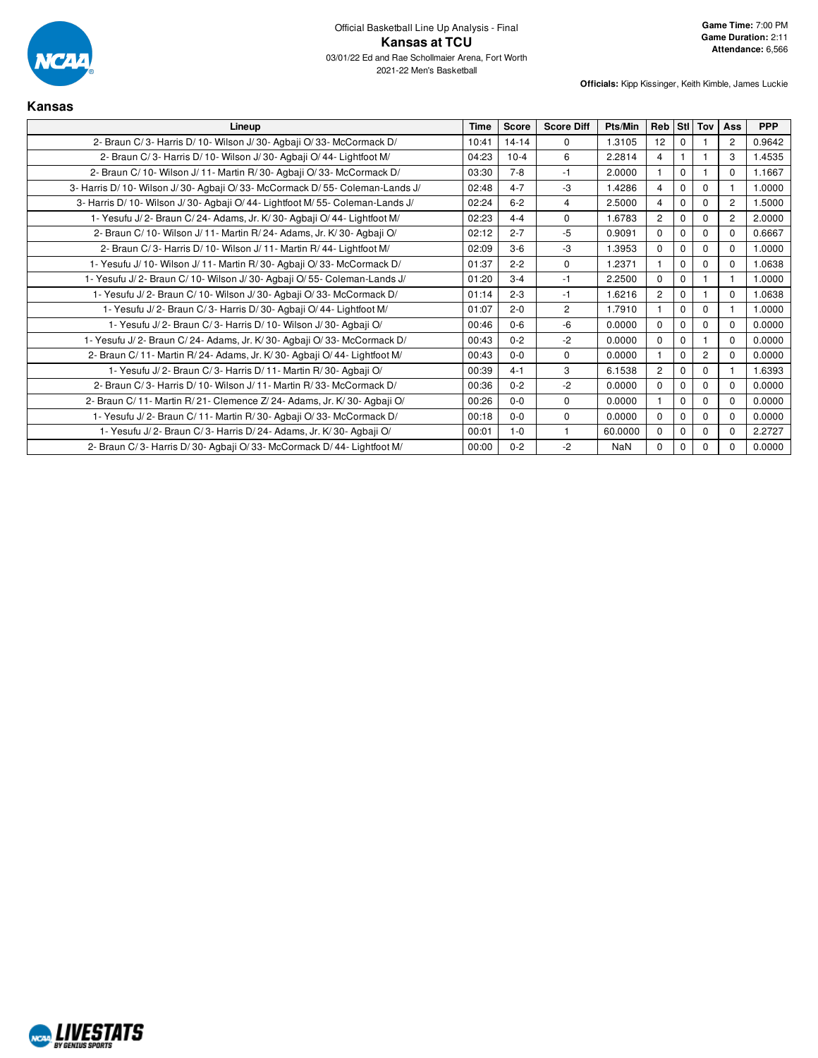Official Basketball Line Up Analysis - Final

# Kansas at TCU

03/01/22 Ed and Rae Schollmaier Arena, Fort Worth

2021-22 Men's Basketball

**Game Time:** 7:00 PM
**Game Duration:** 2:11
**Attendance:** 6,566

**Officials:** Kipp Kissinger, Keith Kimble, James Luckie

## Kansas

| Lineup | Time | Score | Score Diff | Pts/Min | Reb | Stl | Tov | Ass | PPP |
|---|---|---|---|---|---|---|---|---|---|
| 2- Braun C/ 3- Harris D/ 10- Wilson J/ 30- Agbaji O/ 33- McCormack D/ | 10:41 | 14-14 | 0 | 1.3105 | 12 | 0 | 1 | 2 | 0.9642 |
| 2- Braun C/ 3- Harris D/ 10- Wilson J/ 30- Agbaji O/ 44- Lightfoot M/ | 04:23 | 10-4 | 6 | 2.2814 | 4 | 1 | 1 | 3 | 1.4535 |
| 2- Braun C/ 10- Wilson J/ 11- Martin R/ 30- Agbaji O/ 33- McCormack D/ | 03:30 | 7-8 | -1 | 2.0000 | 1 | 0 | 1 | 0 | 1.1667 |
| 3- Harris D/ 10- Wilson J/ 30- Agbaji O/ 33- McCormack D/ 55- Coleman-Lands J/ | 02:48 | 4-7 | -3 | 1.4286 | 4 | 0 | 0 | 1 | 1.0000 |
| 3- Harris D/ 10- Wilson J/ 30- Agbaji O/ 44- Lightfoot M/ 55- Coleman-Lands J/ | 02:24 | 6-2 | 4 | 2.5000 | 4 | 0 | 0 | 2 | 1.5000 |
| 1- Yesufu J/ 2- Braun C/ 24- Adams, Jr. K/ 30- Agbaji O/ 44- Lightfoot M/ | 02:23 | 4-4 | 0 | 1.6783 | 2 | 0 | 0 | 2 | 2.0000 |
| 2- Braun C/ 10- Wilson J/ 11- Martin R/ 24- Adams, Jr. K/ 30- Agbaji O/ | 02:12 | 2-7 | -5 | 0.9091 | 0 | 0 | 0 | 0 | 0.6667 |
| 2- Braun C/ 3- Harris D/ 10- Wilson J/ 11- Martin R/ 44- Lightfoot M/ | 02:09 | 3-6 | -3 | 1.3953 | 0 | 0 | 0 | 0 | 1.0000 |
| 1- Yesufu J/ 10- Wilson J/ 11- Martin R/ 30- Agbaji O/ 33- McCormack D/ | 01:37 | 2-2 | 0 | 1.2371 | 1 | 0 | 0 | 0 | 1.0638 |
| 1- Yesufu J/ 2- Braun C/ 10- Wilson J/ 30- Agbaji O/ 55- Coleman-Lands J/ | 01:20 | 3-4 | -1 | 2.2500 | 0 | 0 | 1 | 1 | 1.0000 |
| 1- Yesufu J/ 2- Braun C/ 10- Wilson J/ 30- Agbaji O/ 33- McCormack D/ | 01:14 | 2-3 | -1 | 1.6216 | 2 | 0 | 1 | 0 | 1.0638 |
| 1- Yesufu J/ 2- Braun C/ 3- Harris D/ 30- Agbaji O/ 44- Lightfoot M/ | 01:07 | 2-0 | 2 | 1.7910 | 1 | 0 | 0 | 1 | 1.0000 |
| 1- Yesufu J/ 2- Braun C/ 3- Harris D/ 10- Wilson J/ 30- Agbaji O/ | 00:46 | 0-6 | -6 | 0.0000 | 0 | 0 | 0 | 0 | 0.0000 |
| 1- Yesufu J/ 2- Braun C/ 24- Adams, Jr. K/ 30- Agbaji O/ 33- McCormack D/ | 00:43 | 0-2 | -2 | 0.0000 | 0 | 0 | 1 | 0 | 0.0000 |
| 2- Braun C/ 11- Martin R/ 24- Adams, Jr. K/ 30- Agbaji O/ 44- Lightfoot M/ | 00:43 | 0-0 | 0 | 0.0000 | 1 | 0 | 2 | 0 | 0.0000 |
| 1- Yesufu J/ 2- Braun C/ 3- Harris D/ 11- Martin R/ 30- Agbaji O/ | 00:39 | 4-1 | 3 | 6.1538 | 2 | 0 | 0 | 1 | 1.6393 |
| 2- Braun C/ 3- Harris D/ 10- Wilson J/ 11- Martin R/ 33- McCormack D/ | 00:36 | 0-2 | -2 | 0.0000 | 0 | 0 | 0 | 0 | 0.0000 |
| 2- Braun C/ 11- Martin R/ 21- Clemence Z/ 24- Adams, Jr. K/ 30- Agbaji O/ | 00:26 | 0-0 | 0 | 0.0000 | 1 | 0 | 0 | 0 | 0.0000 |
| 1- Yesufu J/ 2- Braun C/ 11- Martin R/ 30- Agbaji O/ 33- McCormack D/ | 00:18 | 0-0 | 0 | 0.0000 | 0 | 0 | 0 | 0 | 0.0000 |
| 1- Yesufu J/ 2- Braun C/ 3- Harris D/ 24- Adams, Jr. K/ 30- Agbaji O/ | 00:01 | 1-0 | 1 | 60.0000 | 0 | 0 | 0 | 0 | 2.2727 |
| 2- Braun C/ 3- Harris D/ 30- Agbaji O/ 33- McCormack D/ 44- Lightfoot M/ | 00:00 | 0-2 | -2 | NaN | 0 | 0 | 0 | 0 | 0.0000 |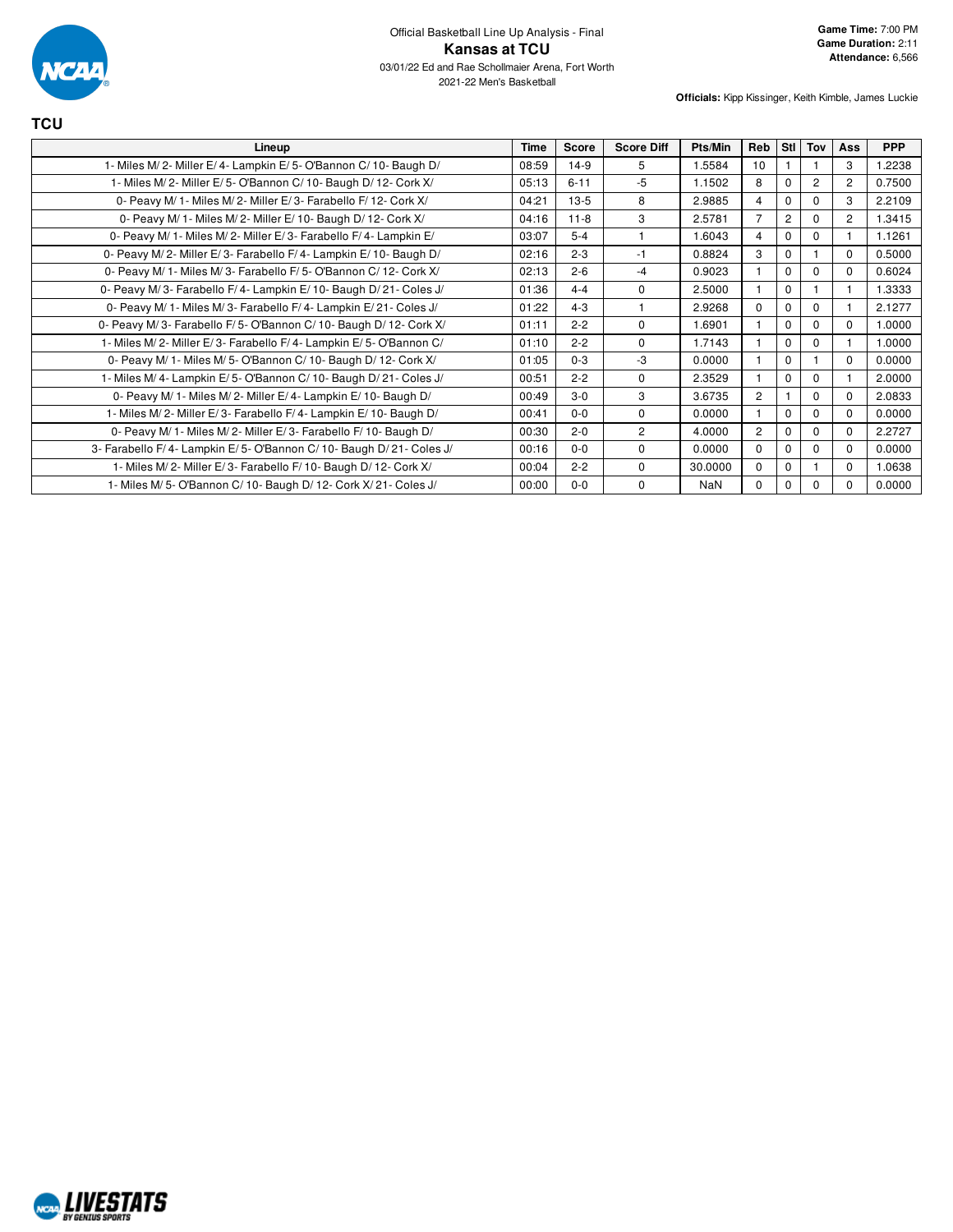Official Basketball Line Up Analysis - Final

# Kansas at TCU

03/01/22 Ed and Rae Schollmaier Arena, Fort Worth

2021-22 Men's Basketball

**Game Time:** 7:00 PM
**Game Duration:** 2:11
**Attendance:** 6,566

**Officials:** Kipp Kissinger, Keith Kimble, James Luckie

## TCU

| Lineup | Time | Score | Score Diff | Pts/Min | Reb | Stl | Tov | Ass | PPP |
|---|---|---|---|---|---|---|---|---|---|
| 1- Miles M/ 2- Miller E/ 4- Lampkin E/ 5- O'Bannon C/ 10- Baugh D/ | 08:59 | 14-9 | 5 | 1.5584 | 10 | 1 | 1 | 3 | 1.2238 |
| 1- Miles M/ 2- Miller E/ 5- O'Bannon C/ 10- Baugh D/ 12- Cork X/ | 05:13 | 6-11 | -5 | 1.1502 | 8 | 0 | 2 | 2 | 0.7500 |
| 0- Peavy M/ 1- Miles M/ 2- Miller E/ 3- Farabello F/ 12- Cork X/ | 04:21 | 13-5 | 8 | 2.9885 | 4 | 0 | 0 | 3 | 2.2109 |
| 0- Peavy M/ 1- Miles M/ 2- Miller E/ 10- Baugh D/ 12- Cork X/ | 04:16 | 11-8 | 3 | 2.5781 | 7 | 2 | 0 | 2 | 1.3415 |
| 0- Peavy M/ 1- Miles M/ 2- Miller E/ 3- Farabello F/ 4- Lampkin E/ | 03:07 | 5-4 | 1 | 1.6043 | 4 | 0 | 0 | 1 | 1.1261 |
| 0- Peavy M/ 2- Miller E/ 3- Farabello F/ 4- Lampkin E/ 10- Baugh D/ | 02:16 | 2-3 | -1 | 0.8824 | 3 | 0 | 1 | 0 | 0.5000 |
| 0- Peavy M/ 1- Miles M/ 3- Farabello F/ 5- O'Bannon C/ 12- Cork X/ | 02:13 | 2-6 | -4 | 0.9023 | 1 | 0 | 0 | 0 | 0.6024 |
| 0- Peavy M/ 3- Farabello F/ 4- Lampkin E/ 10- Baugh D/ 21- Coles J/ | 01:36 | 4-4 | 0 | 2.5000 | 1 | 0 | 1 | 1 | 1.3333 |
| 0- Peavy M/ 1- Miles M/ 3- Farabello F/ 4- Lampkin E/ 21- Coles J/ | 01:22 | 4-3 | 1 | 2.9268 | 0 | 0 | 0 | 1 | 2.1277 |
| 0- Peavy M/ 3- Farabello F/ 5- O'Bannon C/ 10- Baugh D/ 12- Cork X/ | 01:11 | 2-2 | 0 | 1.6901 | 1 | 0 | 0 | 0 | 1.0000 |
| 1- Miles M/ 2- Miller E/ 3- Farabello F/ 4- Lampkin E/ 5- O'Bannon C/ | 01:10 | 2-2 | 0 | 1.7143 | 1 | 0 | 0 | 1 | 1.0000 |
| 0- Peavy M/ 1- Miles M/ 5- O'Bannon C/ 10- Baugh D/ 12- Cork X/ | 01:05 | 0-3 | -3 | 0.0000 | 1 | 0 | 1 | 0 | 0.0000 |
| 1- Miles M/ 4- Lampkin E/ 5- O'Bannon C/ 10- Baugh D/ 21- Coles J/ | 00:51 | 2-2 | 0 | 2.3529 | 1 | 0 | 0 | 1 | 2.0000 |
| 0- Peavy M/ 1- Miles M/ 2- Miller E/ 4- Lampkin E/ 10- Baugh D/ | 00:49 | 3-0 | 3 | 3.6735 | 2 | 1 | 0 | 0 | 2.0833 |
| 1- Miles M/ 2- Miller E/ 3- Farabello F/ 4- Lampkin E/ 10- Baugh D/ | 00:41 | 0-0 | 0 | 0.0000 | 1 | 0 | 0 | 0 | 0.0000 |
| 0- Peavy M/ 1- Miles M/ 2- Miller E/ 3- Farabello F/ 10- Baugh D/ | 00:30 | 2-0 | 2 | 4.0000 | 2 | 0 | 0 | 0 | 2.2727 |
| 3- Farabello F/ 4- Lampkin E/ 5- O'Bannon C/ 10- Baugh D/ 21- Coles J/ | 00:16 | 0-0 | 0 | 0.0000 | 0 | 0 | 0 | 0 | 0.0000 |
| 1- Miles M/ 2- Miller E/ 3- Farabello F/ 10- Baugh D/ 12- Cork X/ | 00:04 | 2-2 | 0 | 30.0000 | 0 | 0 | 1 | 0 | 1.0638 |
| 1- Miles M/ 5- O'Bannon C/ 10- Baugh D/ 12- Cork X/ 21- Coles J/ | 00:00 | 0-0 | 0 | NaN | 0 | 0 | 0 | 0 | 0.0000 |